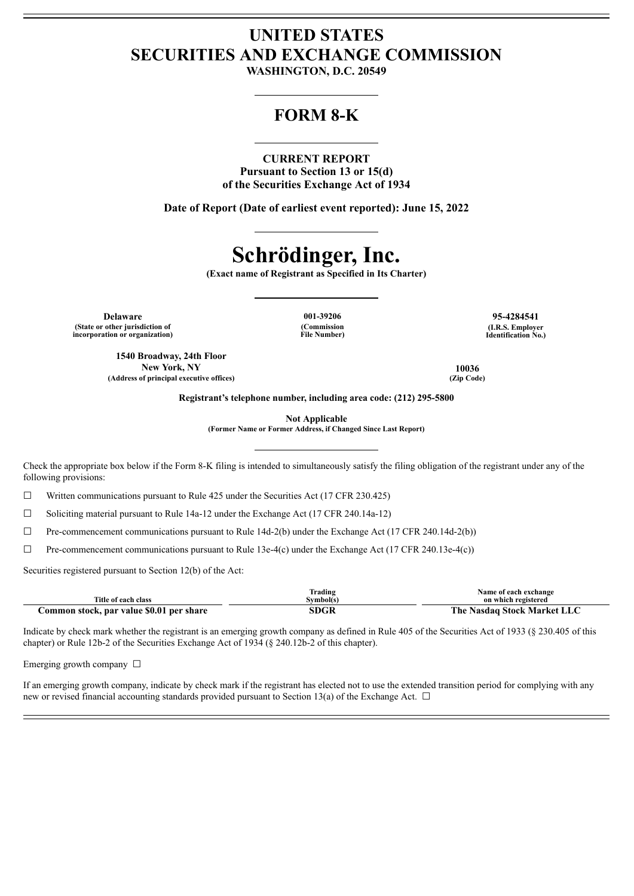# UNITED STATES SECURITIES AND EXCHANGE COMMISSION

**WASHINGTON, D.C. 20549**

## FORM 8-K

**CURRENT REPORT**
**Pursuant to Section 13 or 15(d)**
**of the Securities Exchange Act of 1934**

**Date of Report (Date of earliest event reported): June 15, 2022**

# Schrödinger, Inc.

**(Exact name of Registrant as Specified in Its Charter)**

| **Delaware** | **001-39206** | **95-4284541** |
|---|---|---|
| (State or other jurisdiction of incorporation or organization) | (Commission File Number) | (I.R.S. Employer Identification No.) |

| **1540 Broadway, 24th Floor New York, NY** | **10036** |
|---|---|
| (Address of principal executive offices) | (Zip Code) |

**Registrant's telephone number, including area code: (212) 295-5800**

**Not Applicable**
**(Former Name or Former Address, if Changed Since Last Report)**

Check the appropriate box below if the Form 8-K filing is intended to simultaneously satisfy the filing obligation of the registrant under any of the following provisions:

☐ Written communications pursuant to Rule 425 under the Securities Act (17 CFR 230.425)

☐ Soliciting material pursuant to Rule 14a-12 under the Exchange Act (17 CFR 240.14a-12)

☐ Pre-commencement communications pursuant to Rule 14d-2(b) under the Exchange Act (17 CFR 240.14d-2(b))

☐ Pre-commencement communications pursuant to Rule 13e-4(c) under the Exchange Act (17 CFR 240.13e-4(c))

Securities registered pursuant to Section 12(b) of the Act:

| Title of each class | Trading Symbol(s) | Name of each exchange on which registered |
|---|---|---|
| **Common stock, par value $0.01 per share** | **SDGR** | **The Nasdaq Stock Market LLC** |

Indicate by check mark whether the registrant is an emerging growth company as defined in Rule 405 of the Securities Act of 1933 (§ 230.405 of this chapter) or Rule 12b-2 of the Securities Exchange Act of 1934 (§ 240.12b-2 of this chapter).

Emerging growth company ☐

If an emerging growth company, indicate by check mark if the registrant has elected not to use the extended transition period for complying with any new or revised financial accounting standards provided pursuant to Section 13(a) of the Exchange Act. ☐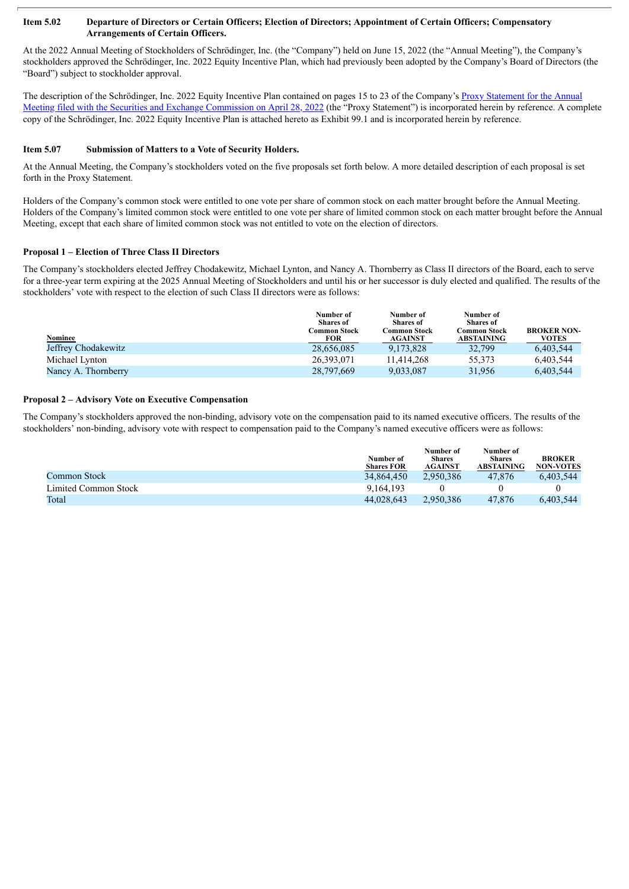### Item 5.02 Departure of Directors or Certain Officers; Election of Directors; Appointment of Certain Officers; Compensatory Arrangements of Certain Officers.

At the 2022 Annual Meeting of Stockholders of Schrödinger, Inc. (the "Company") held on June 15, 2022 (the "Annual Meeting"), the Company's stockholders approved the Schrödinger, Inc. 2022 Equity Incentive Plan, which had previously been adopted by the Company's Board of Directors (the "Board") subject to stockholder approval.

The description of the Schrödinger, Inc. 2022 Equity Incentive Plan contained on pages 15 to 23 of the Company's Proxy Statement for the Annual Meeting filed with the Securities and Exchange Commission on April 28, 2022 (the "Proxy Statement") is incorporated herein by reference. A complete copy of the Schrödinger, Inc. 2022 Equity Incentive Plan is attached hereto as Exhibit 99.1 and is incorporated herein by reference.

### Item 5.07 Submission of Matters to a Vote of Security Holders.

At the Annual Meeting, the Company's stockholders voted on the five proposals set forth below. A more detailed description of each proposal is set forth in the Proxy Statement.

Holders of the Company's common stock were entitled to one vote per share of common stock on each matter brought before the Annual Meeting. Holders of the Company's limited common stock were entitled to one vote per share of limited common stock on each matter brought before the Annual Meeting, except that each share of limited common stock was not entitled to vote on the election of directors.

**Proposal 1 – Election of Three Class II Directors**

The Company's stockholders elected Jeffrey Chodakewitz, Michael Lynton, and Nancy A. Thornberry as Class II directors of the Board, each to serve for a three-year term expiring at the 2025 Annual Meeting of Stockholders and until his or her successor is duly elected and qualified. The results of the stockholders' vote with respect to the election of such Class II directors were as follows:

| Nominee | Number of Shares of Common Stock FOR | Number of Shares of Common Stock AGAINST | Number of Shares of Common Stock ABSTAINING | BROKER NON-VOTES |
|---|---|---|---|---|
| Jeffrey Chodakewitz | 28,656,085 | 9,173,828 | 32,799 | 6,403,544 |
| Michael Lynton | 26,393,071 | 11,414,268 | 55,373 | 6,403,544 |
| Nancy A. Thornberry | 28,797,669 | 9,033,087 | 31,956 | 6,403,544 |

**Proposal 2 – Advisory Vote on Executive Compensation**

The Company's stockholders approved the non-binding, advisory vote on the compensation paid to its named executive officers. The results of the stockholders' non-binding, advisory vote with respect to compensation paid to the Company's named executive officers were as follows:

| | Number of Shares FOR | Number of Shares AGAINST | Number of Shares ABSTAINING | BROKER NON-VOTES |
|---|---|---|---|---|
| Common Stock | 34,864,450 | 2,950,386 | 47,876 | 6,403,544 |
| Limited Common Stock | 9,164,193 | 0 | 0 | 0 |
| Total | 44,028,643 | 2,950,386 | 47,876 | 6,403,544 |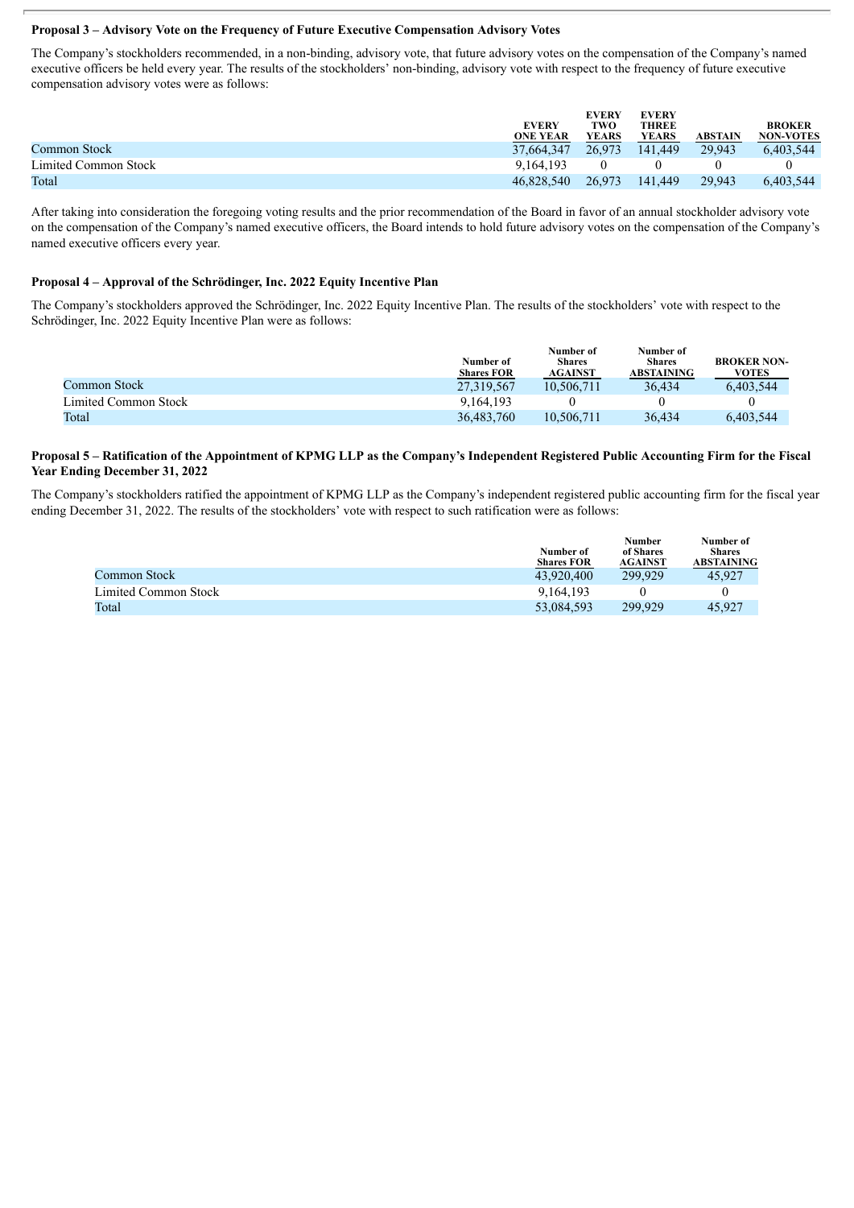**Proposal 3 – Advisory Vote on the Frequency of Future Executive Compensation Advisory Votes**

The Company's stockholders recommended, in a non-binding, advisory vote, that future advisory votes on the compensation of the Company's named executive officers be held every year. The results of the stockholders' non-binding, advisory vote with respect to the frequency of future executive compensation advisory votes were as follows:

| | EVERY ONE YEAR | EVERY TWO YEARS | EVERY THREE YEARS | ABSTAIN | BROKER NON-VOTES |
|---|---|---|---|---|---|
| Common Stock | 37,664,347 | 26,973 | 141,449 | 29,943 | 6,403,544 |
| Limited Common Stock | 9,164,193 | 0 | 0 | 0 | 0 |
| Total | 46,828,540 | 26,973 | 141,449 | 29,943 | 6,403,544 |

After taking into consideration the foregoing voting results and the prior recommendation of the Board in favor of an annual stockholder advisory vote on the compensation of the Company's named executive officers, the Board intends to hold future advisory votes on the compensation of the Company's named executive officers every year.

**Proposal 4 – Approval of the Schrödinger, Inc. 2022 Equity Incentive Plan**

The Company's stockholders approved the Schrödinger, Inc. 2022 Equity Incentive Plan. The results of the stockholders' vote with respect to the Schrödinger, Inc. 2022 Equity Incentive Plan were as follows:

| | Number of Shares FOR | Number of Shares AGAINST | Number of Shares ABSTAINING | BROKER NON-VOTES |
|---|---|---|---|---|
| Common Stock | 27,319,567 | 10,506,711 | 36,434 | 6,403,544 |
| Limited Common Stock | 9,164,193 | 0 | 0 | 0 |
| Total | 36,483,760 | 10,506,711 | 36,434 | 6,403,544 |

**Proposal 5 – Ratification of the Appointment of KPMG LLP as the Company's Independent Registered Public Accounting Firm for the Fiscal Year Ending December 31, 2022**

The Company's stockholders ratified the appointment of KPMG LLP as the Company's independent registered public accounting firm for the fiscal year ending December 31, 2022. The results of the stockholders' vote with respect to such ratification were as follows:

| | Number of Shares FOR | Number of Shares AGAINST | Number of Shares ABSTAINING |
|---|---|---|---|
| Common Stock | 43,920,400 | 299,929 | 45,927 |
| Limited Common Stock | 9,164,193 | 0 | 0 |
| Total | 53,084,593 | 299,929 | 45,927 |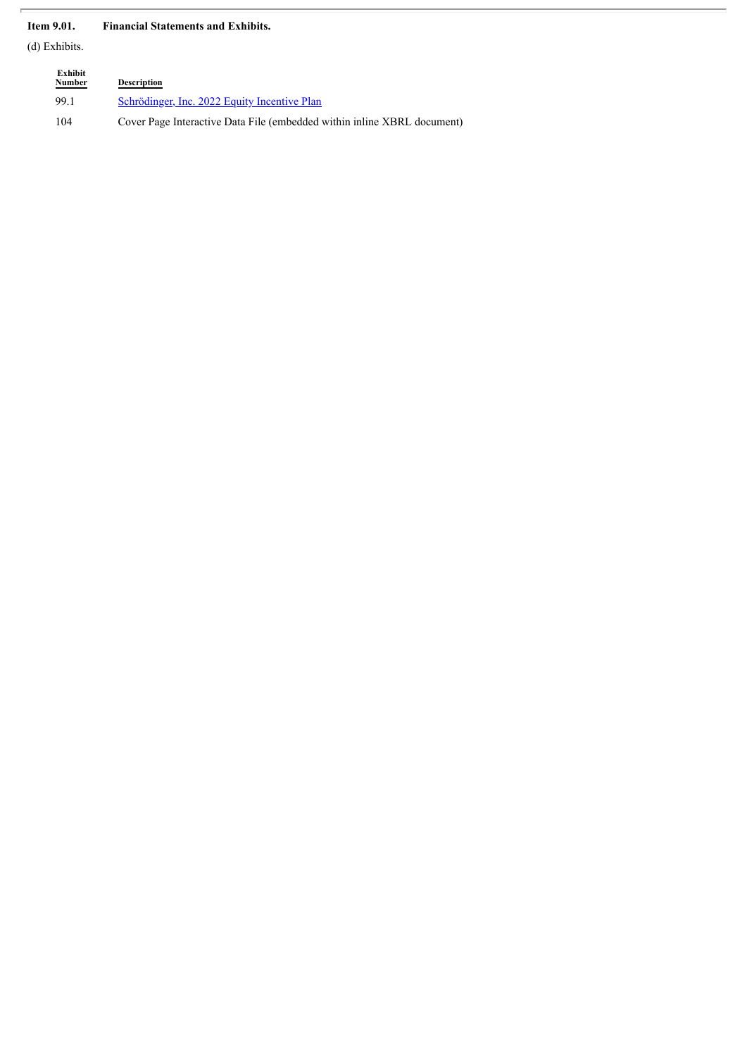**Item 9.01. Financial Statements and Exhibits.**

(d) Exhibits.

| Exhibit Number | Description |
|---|---|
| 99.1 | Schrödinger, Inc. 2022 Equity Incentive Plan |
| 104 | Cover Page Interactive Data File (embedded within inline XBRL document) |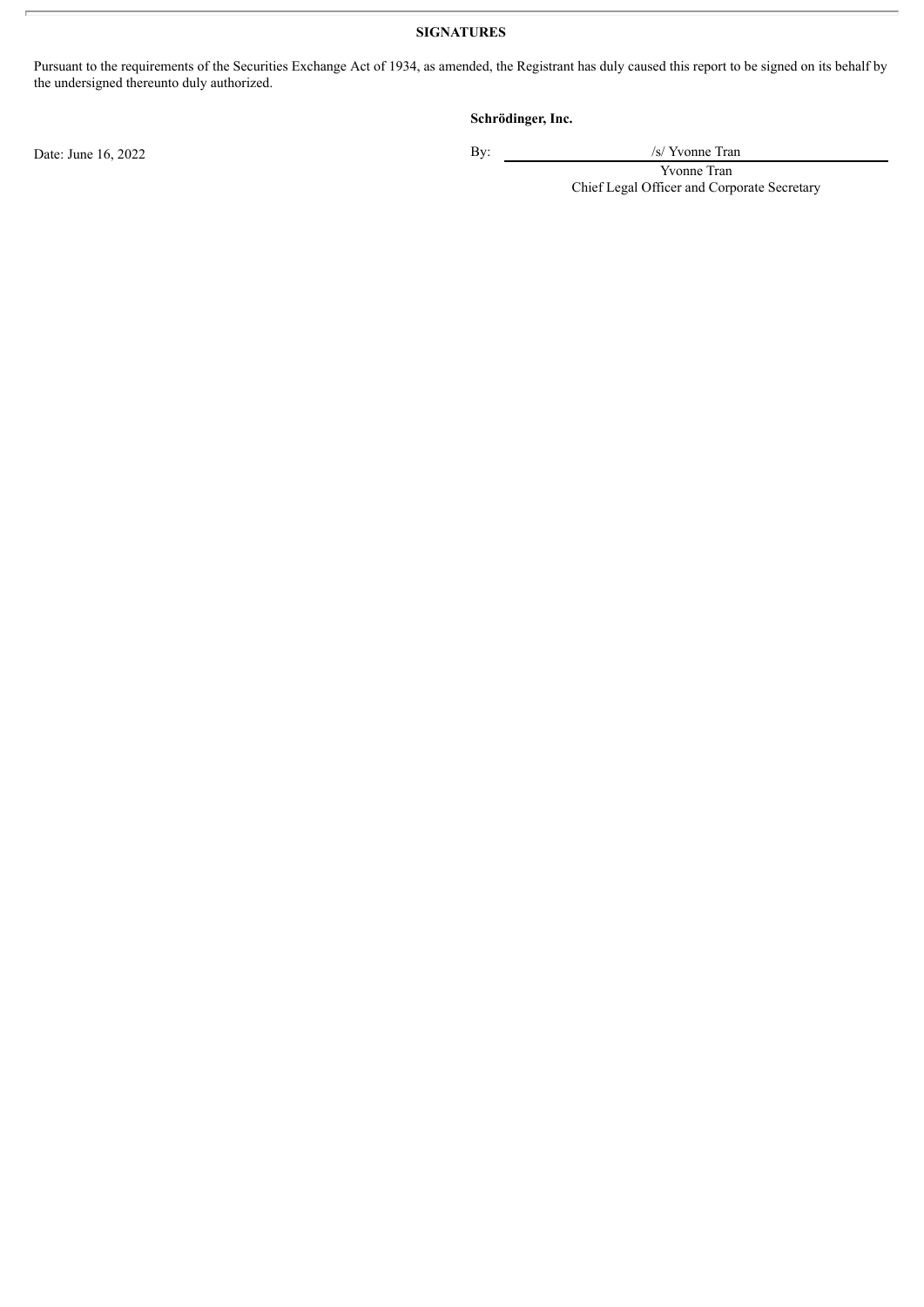## SIGNATURES

Pursuant to the requirements of the Securities Exchange Act of 1934, as amended, the Registrant has duly caused this report to be signed on its behalf by the undersigned thereunto duly authorized.

**Schrödinger, Inc.**

Date: June 16, 2022

By: /s/ Yvonne Tran

Yvonne Tran
Chief Legal Officer and Corporate Secretary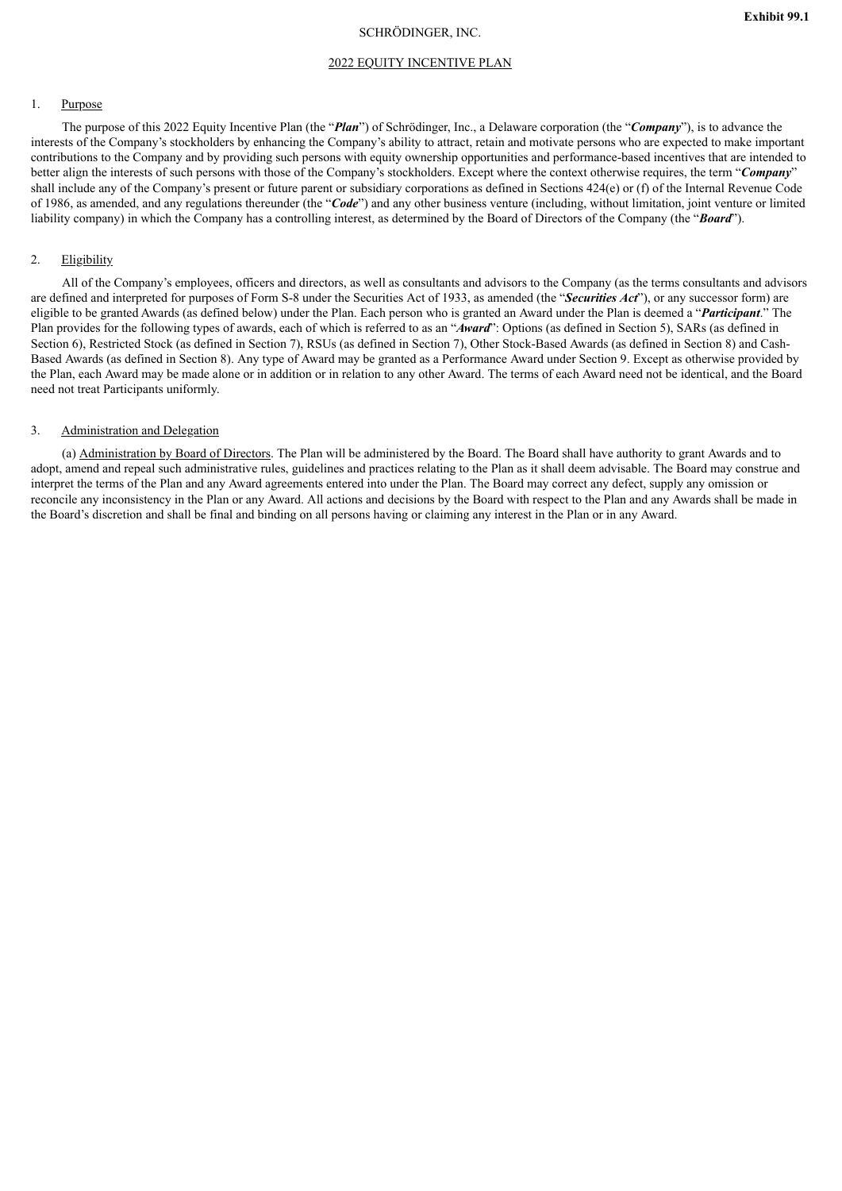**Exhibit 99.1**

SCHRÖDINGER, INC.

2022 EQUITY INCENTIVE PLAN

## 1. Purpose

The purpose of this 2022 Equity Incentive Plan (the "***Plan***") of Schrödinger, Inc., a Delaware corporation (the "***Company***"), is to advance the interests of the Company's stockholders by enhancing the Company's ability to attract, retain and motivate persons who are expected to make important contributions to the Company and by providing such persons with equity ownership opportunities and performance-based incentives that are intended to better align the interests of such persons with those of the Company's stockholders. Except where the context otherwise requires, the term "***Company***" shall include any of the Company's present or future parent or subsidiary corporations as defined in Sections 424(e) or (f) of the Internal Revenue Code of 1986, as amended, and any regulations thereunder (the "***Code***") and any other business venture (including, without limitation, joint venture or limited liability company) in which the Company has a controlling interest, as determined by the Board of Directors of the Company (the "***Board***").

## 2. Eligibility

All of the Company's employees, officers and directors, as well as consultants and advisors to the Company (as the terms consultants and advisors are defined and interpreted for purposes of Form S-8 under the Securities Act of 1933, as amended (the "***Securities Act***"), or any successor form) are eligible to be granted Awards (as defined below) under the Plan. Each person who is granted an Award under the Plan is deemed a "***Participant***." The Plan provides for the following types of awards, each of which is referred to as an "***Award***": Options (as defined in Section 5), SARs (as defined in Section 6), Restricted Stock (as defined in Section 7), RSUs (as defined in Section 7), Other Stock-Based Awards (as defined in Section 8) and Cash-Based Awards (as defined in Section 8). Any type of Award may be granted as a Performance Award under Section 9. Except as otherwise provided by the Plan, each Award may be made alone or in addition or in relation to any other Award. The terms of each Award need not be identical, and the Board need not treat Participants uniformly.

## 3. Administration and Delegation

(a) Administration by Board of Directors. The Plan will be administered by the Board. The Board shall have authority to grant Awards and to adopt, amend and repeal such administrative rules, guidelines and practices relating to the Plan as it shall deem advisable. The Board may construe and interpret the terms of the Plan and any Award agreements entered into under the Plan. The Board may correct any defect, supply any omission or reconcile any inconsistency in the Plan or any Award. All actions and decisions by the Board with respect to the Plan and any Awards shall be made in the Board's discretion and shall be final and binding on all persons having or claiming any interest in the Plan or in any Award.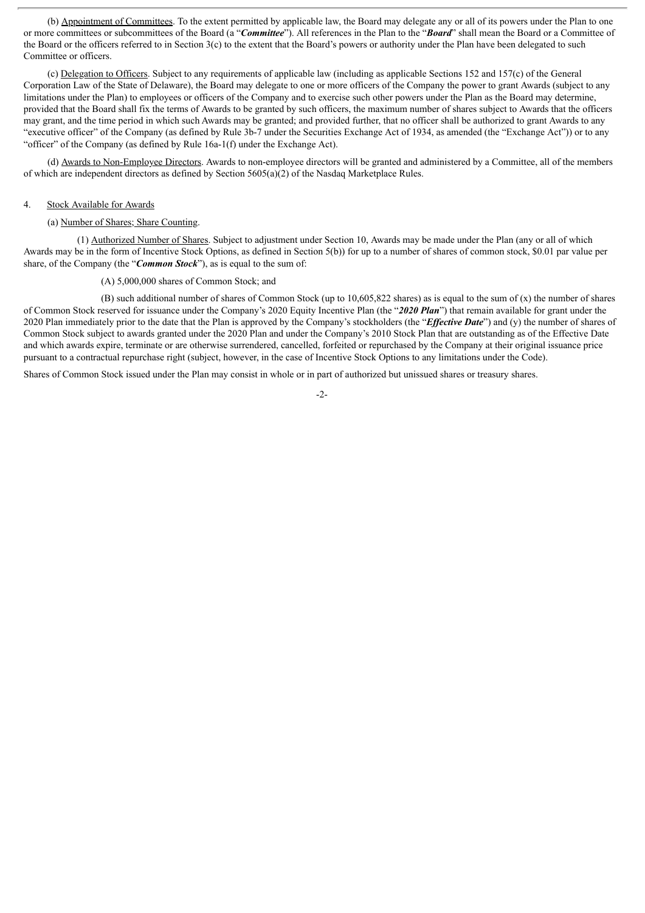(b) Appointment of Committees. To the extent permitted by applicable law, the Board may delegate any or all of its powers under the Plan to one or more committees or subcommittees of the Board (a "***Committee***"). All references in the Plan to the "***Board***" shall mean the Board or a Committee of the Board or the officers referred to in Section 3(c) to the extent that the Board's powers or authority under the Plan have been delegated to such Committee or officers.

(c) Delegation to Officers. Subject to any requirements of applicable law (including as applicable Sections 152 and 157(c) of the General Corporation Law of the State of Delaware), the Board may delegate to one or more officers of the Company the power to grant Awards (subject to any limitations under the Plan) to employees or officers of the Company and to exercise such other powers under the Plan as the Board may determine, provided that the Board shall fix the terms of Awards to be granted by such officers, the maximum number of shares subject to Awards that the officers may grant, and the time period in which such Awards may be granted; and provided further, that no officer shall be authorized to grant Awards to any "executive officer" of the Company (as defined by Rule 3b-7 under the Securities Exchange Act of 1934, as amended (the "Exchange Act")) or to any "officer" of the Company (as defined by Rule 16a-1(f) under the Exchange Act).

(d) Awards to Non-Employee Directors. Awards to non-employee directors will be granted and administered by a Committee, all of the members of which are independent directors as defined by Section 5605(a)(2) of the Nasdaq Marketplace Rules.

4. Stock Available for Awards

(a) Number of Shares; Share Counting.

(1) Authorized Number of Shares. Subject to adjustment under Section 10, Awards may be made under the Plan (any or all of which Awards may be in the form of Incentive Stock Options, as defined in Section 5(b)) for up to a number of shares of common stock, $0.01 par value per share, of the Company (the "***Common Stock***"), as is equal to the sum of:

(A) 5,000,000 shares of Common Stock; and

(B) such additional number of shares of Common Stock (up to 10,605,822 shares) as is equal to the sum of (x) the number of shares of Common Stock reserved for issuance under the Company's 2020 Equity Incentive Plan (the "***2020 Plan***") that remain available for grant under the 2020 Plan immediately prior to the date that the Plan is approved by the Company's stockholders (the "***Effective Date***") and (y) the number of shares of Common Stock subject to awards granted under the 2020 Plan and under the Company's 2010 Stock Plan that are outstanding as of the Effective Date and which awards expire, terminate or are otherwise surrendered, cancelled, forfeited or repurchased by the Company at their original issuance price pursuant to a contractual repurchase right (subject, however, in the case of Incentive Stock Options to any limitations under the Code).

Shares of Common Stock issued under the Plan may consist in whole or in part of authorized but unissued shares or treasury shares.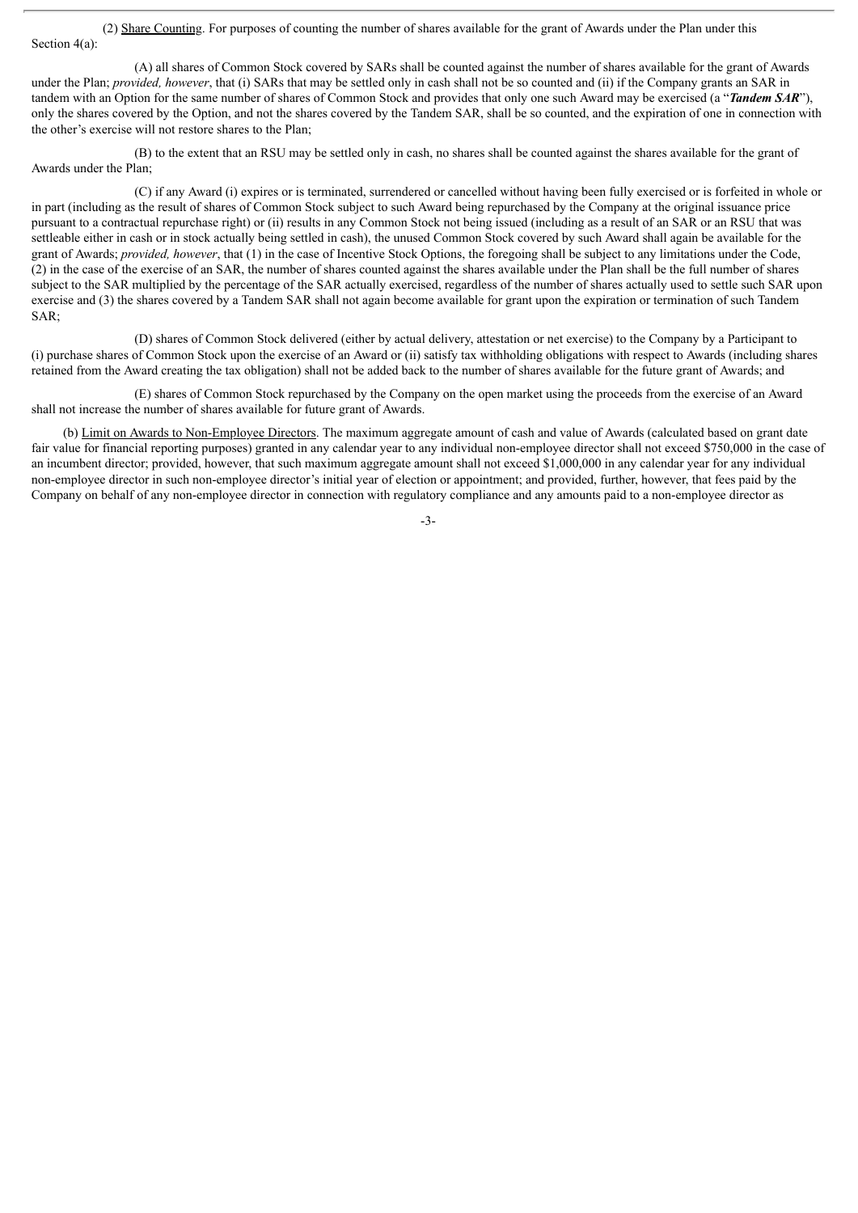(2) Share Counting. For purposes of counting the number of shares available for the grant of Awards under the Plan under this Section 4(a):

(A) all shares of Common Stock covered by SARs shall be counted against the number of shares available for the grant of Awards under the Plan; *provided, however*, that (i) SARs that may be settled only in cash shall not be so counted and (ii) if the Company grants an SAR in tandem with an Option for the same number of shares of Common Stock and provides that only one such Award may be exercised (a "***Tandem SAR***"), only the shares covered by the Option, and not the shares covered by the Tandem SAR, shall be so counted, and the expiration of one in connection with the other's exercise will not restore shares to the Plan;

(B) to the extent that an RSU may be settled only in cash, no shares shall be counted against the shares available for the grant of Awards under the Plan;

(C) if any Award (i) expires or is terminated, surrendered or cancelled without having been fully exercised or is forfeited in whole or in part (including as the result of shares of Common Stock subject to such Award being repurchased by the Company at the original issuance price pursuant to a contractual repurchase right) or (ii) results in any Common Stock not being issued (including as a result of an SAR or an RSU that was settleable either in cash or in stock actually being settled in cash), the unused Common Stock covered by such Award shall again be available for the grant of Awards; *provided, however*, that (1) in the case of Incentive Stock Options, the foregoing shall be subject to any limitations under the Code, (2) in the case of the exercise of an SAR, the number of shares counted against the shares available under the Plan shall be the full number of shares subject to the SAR multiplied by the percentage of the SAR actually exercised, regardless of the number of shares actually used to settle such SAR upon exercise and (3) the shares covered by a Tandem SAR shall not again become available for grant upon the expiration or termination of such Tandem SAR;

(D) shares of Common Stock delivered (either by actual delivery, attestation or net exercise) to the Company by a Participant to (i) purchase shares of Common Stock upon the exercise of an Award or (ii) satisfy tax withholding obligations with respect to Awards (including shares retained from the Award creating the tax obligation) shall not be added back to the number of shares available for the future grant of Awards; and

(E) shares of Common Stock repurchased by the Company on the open market using the proceeds from the exercise of an Award shall not increase the number of shares available for future grant of Awards.

(b) Limit on Awards to Non-Employee Directors. The maximum aggregate amount of cash and value of Awards (calculated based on grant date fair value for financial reporting purposes) granted in any calendar year to any individual non-employee director shall not exceed $750,000 in the case of an incumbent director; provided, however, that such maximum aggregate amount shall not exceed $1,000,000 in any calendar year for any individual non-employee director in such non-employee director's initial year of election or appointment; and provided, further, however, that fees paid by the Company on behalf of any non-employee director in connection with regulatory compliance and any amounts paid to a non-employee director as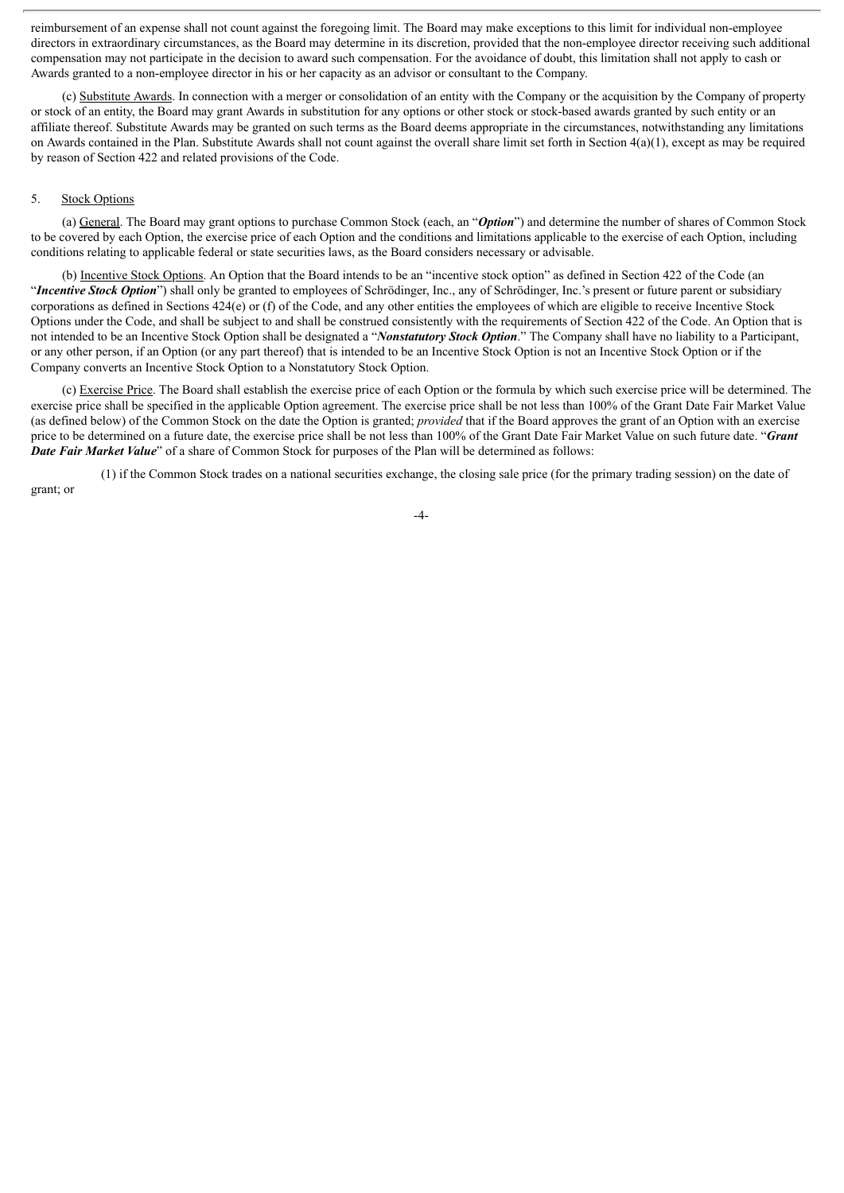reimbursement of an expense shall not count against the foregoing limit. The Board may make exceptions to this limit for individual non-employee directors in extraordinary circumstances, as the Board may determine in its discretion, provided that the non-employee director receiving such additional compensation may not participate in the decision to award such compensation. For the avoidance of doubt, this limitation shall not apply to cash or Awards granted to a non-employee director in his or her capacity as an advisor or consultant to the Company.

(c) Substitute Awards. In connection with a merger or consolidation of an entity with the Company or the acquisition by the Company of property or stock of an entity, the Board may grant Awards in substitution for any options or other stock or stock-based awards granted by such entity or an affiliate thereof. Substitute Awards may be granted on such terms as the Board deems appropriate in the circumstances, notwithstanding any limitations on Awards contained in the Plan. Substitute Awards shall not count against the overall share limit set forth in Section 4(a)(1), except as may be required by reason of Section 422 and related provisions of the Code.

## 5. Stock Options

(a) General. The Board may grant options to purchase Common Stock (each, an "***Option***") and determine the number of shares of Common Stock to be covered by each Option, the exercise price of each Option and the conditions and limitations applicable to the exercise of each Option, including conditions relating to applicable federal or state securities laws, as the Board considers necessary or advisable.

(b) Incentive Stock Options. An Option that the Board intends to be an "incentive stock option" as defined in Section 422 of the Code (an "***Incentive Stock Option***") shall only be granted to employees of Schrödinger, Inc., any of Schrödinger, Inc.'s present or future parent or subsidiary corporations as defined in Sections 424(e) or (f) of the Code, and any other entities the employees of which are eligible to receive Incentive Stock Options under the Code, and shall be subject to and shall be construed consistently with the requirements of Section 422 of the Code. An Option that is not intended to be an Incentive Stock Option shall be designated a "***Nonstatutory Stock Option***." The Company shall have no liability to a Participant, or any other person, if an Option (or any part thereof) that is intended to be an Incentive Stock Option is not an Incentive Stock Option or if the Company converts an Incentive Stock Option to a Nonstatutory Stock Option.

(c) Exercise Price. The Board shall establish the exercise price of each Option or the formula by which such exercise price will be determined. The exercise price shall be specified in the applicable Option agreement. The exercise price shall be not less than 100% of the Grant Date Fair Market Value (as defined below) of the Common Stock on the date the Option is granted; *provided* that if the Board approves the grant of an Option with an exercise price to be determined on a future date, the exercise price shall be not less than 100% of the Grant Date Fair Market Value on such future date. "***Grant Date Fair Market Value***" of a share of Common Stock for purposes of the Plan will be determined as follows:

(1) if the Common Stock trades on a national securities exchange, the closing sale price (for the primary trading session) on the date of grant; or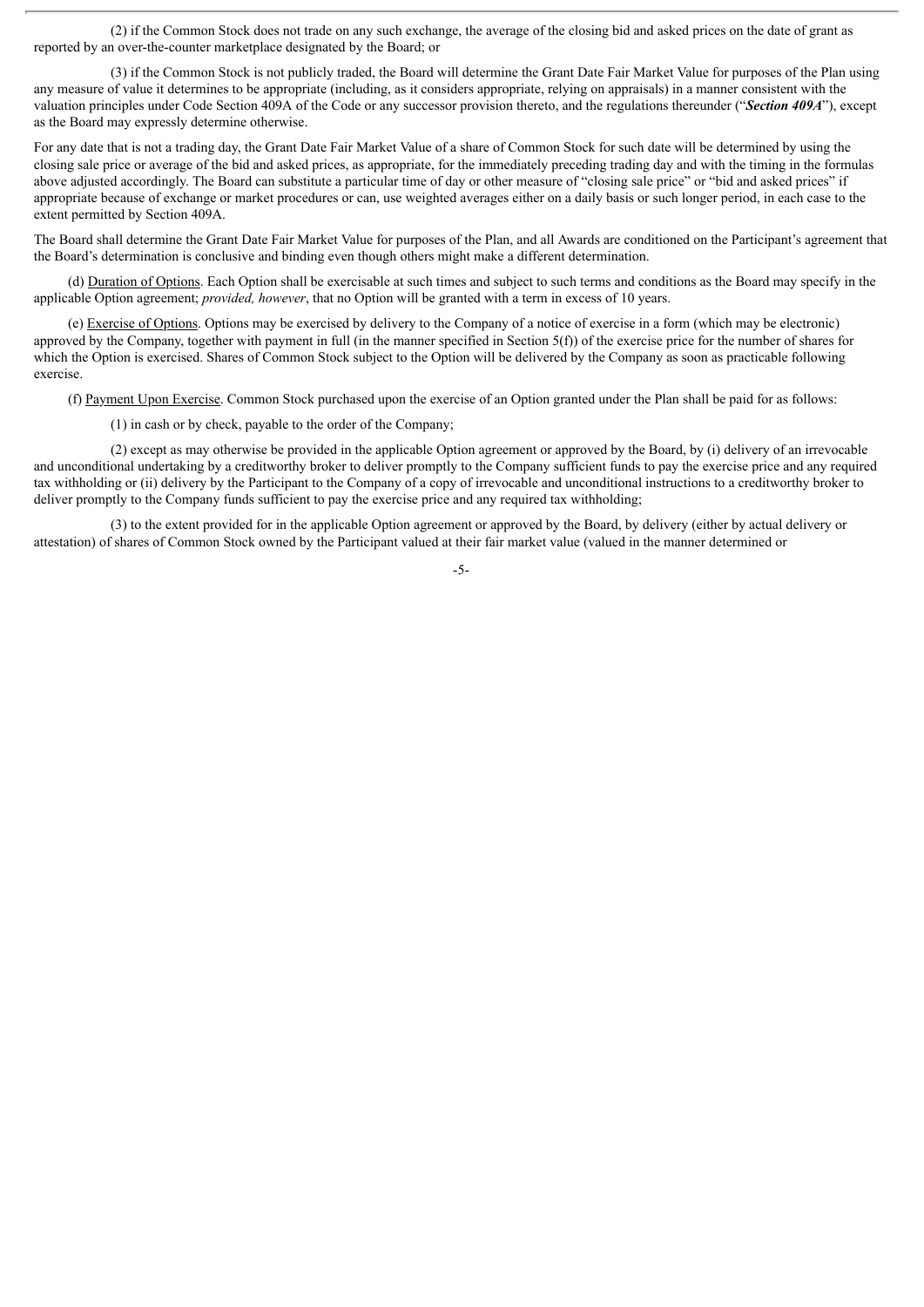(2) if the Common Stock does not trade on any such exchange, the average of the closing bid and asked prices on the date of grant as reported by an over-the-counter marketplace designated by the Board; or

(3) if the Common Stock is not publicly traded, the Board will determine the Grant Date Fair Market Value for purposes of the Plan using any measure of value it determines to be appropriate (including, as it considers appropriate, relying on appraisals) in a manner consistent with the valuation principles under Code Section 409A of the Code or any successor provision thereto, and the regulations thereunder ("***Section 409A***"), except as the Board may expressly determine otherwise.

For any date that is not a trading day, the Grant Date Fair Market Value of a share of Common Stock for such date will be determined by using the closing sale price or average of the bid and asked prices, as appropriate, for the immediately preceding trading day and with the timing in the formulas above adjusted accordingly. The Board can substitute a particular time of day or other measure of "closing sale price" or "bid and asked prices" if appropriate because of exchange or market procedures or can, use weighted averages either on a daily basis or such longer period, in each case to the extent permitted by Section 409A.

The Board shall determine the Grant Date Fair Market Value for purposes of the Plan, and all Awards are conditioned on the Participant's agreement that the Board's determination is conclusive and binding even though others might make a different determination.

(d) Duration of Options. Each Option shall be exercisable at such times and subject to such terms and conditions as the Board may specify in the applicable Option agreement; *provided, however*, that no Option will be granted with a term in excess of 10 years.

(e) Exercise of Options. Options may be exercised by delivery to the Company of a notice of exercise in a form (which may be electronic) approved by the Company, together with payment in full (in the manner specified in Section 5(f)) of the exercise price for the number of shares for which the Option is exercised. Shares of Common Stock subject to the Option will be delivered by the Company as soon as practicable following exercise.

(f) Payment Upon Exercise. Common Stock purchased upon the exercise of an Option granted under the Plan shall be paid for as follows:

(1) in cash or by check, payable to the order of the Company;

(2) except as may otherwise be provided in the applicable Option agreement or approved by the Board, by (i) delivery of an irrevocable and unconditional undertaking by a creditworthy broker to deliver promptly to the Company sufficient funds to pay the exercise price and any required tax withholding or (ii) delivery by the Participant to the Company of a copy of irrevocable and unconditional instructions to a creditworthy broker to deliver promptly to the Company funds sufficient to pay the exercise price and any required tax withholding;

(3) to the extent provided for in the applicable Option agreement or approved by the Board, by delivery (either by actual delivery or attestation) of shares of Common Stock owned by the Participant valued at their fair market value (valued in the manner determined or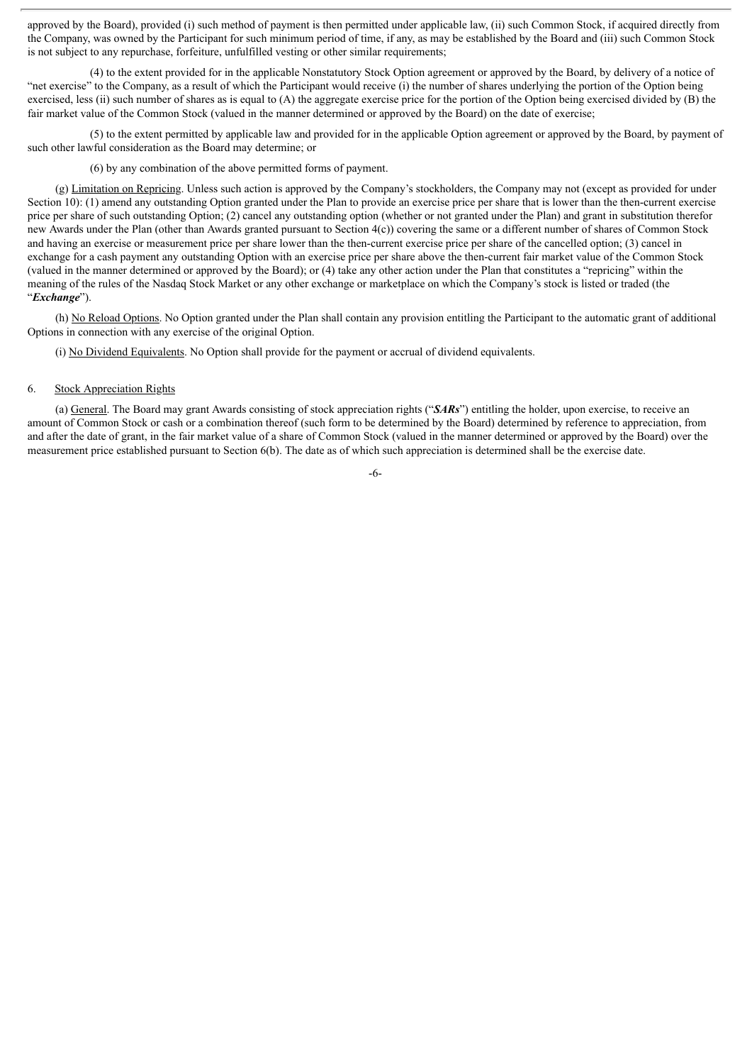approved by the Board), provided (i) such method of payment is then permitted under applicable law, (ii) such Common Stock, if acquired directly from the Company, was owned by the Participant for such minimum period of time, if any, as may be established by the Board and (iii) such Common Stock is not subject to any repurchase, forfeiture, unfulfilled vesting or other similar requirements;

(4) to the extent provided for in the applicable Nonstatutory Stock Option agreement or approved by the Board, by delivery of a notice of "net exercise" to the Company, as a result of which the Participant would receive (i) the number of shares underlying the portion of the Option being exercised, less (ii) such number of shares as is equal to (A) the aggregate exercise price for the portion of the Option being exercised divided by (B) the fair market value of the Common Stock (valued in the manner determined or approved by the Board) on the date of exercise;

(5) to the extent permitted by applicable law and provided for in the applicable Option agreement or approved by the Board, by payment of such other lawful consideration as the Board may determine; or

(6) by any combination of the above permitted forms of payment.

(g) Limitation on Repricing. Unless such action is approved by the Company's stockholders, the Company may not (except as provided for under Section 10): (1) amend any outstanding Option granted under the Plan to provide an exercise price per share that is lower than the then-current exercise price per share of such outstanding Option; (2) cancel any outstanding option (whether or not granted under the Plan) and grant in substitution therefor new Awards under the Plan (other than Awards granted pursuant to Section 4(c)) covering the same or a different number of shares of Common Stock and having an exercise or measurement price per share lower than the then-current exercise price per share of the cancelled option; (3) cancel in exchange for a cash payment any outstanding Option with an exercise price per share above the then-current fair market value of the Common Stock (valued in the manner determined or approved by the Board); or (4) take any other action under the Plan that constitutes a "repricing" within the meaning of the rules of the Nasdaq Stock Market or any other exchange or marketplace on which the Company's stock is listed or traded (the "***Exchange***").

(h) No Reload Options. No Option granted under the Plan shall contain any provision entitling the Participant to the automatic grant of additional Options in connection with any exercise of the original Option.

(i) No Dividend Equivalents. No Option shall provide for the payment or accrual of dividend equivalents.

6. Stock Appreciation Rights

(a) General. The Board may grant Awards consisting of stock appreciation rights ("***SARs***") entitling the holder, upon exercise, to receive an amount of Common Stock or cash or a combination thereof (such form to be determined by the Board) determined by reference to appreciation, from and after the date of grant, in the fair market value of a share of Common Stock (valued in the manner determined or approved by the Board) over the measurement price established pursuant to Section 6(b). The date as of which such appreciation is determined shall be the exercise date.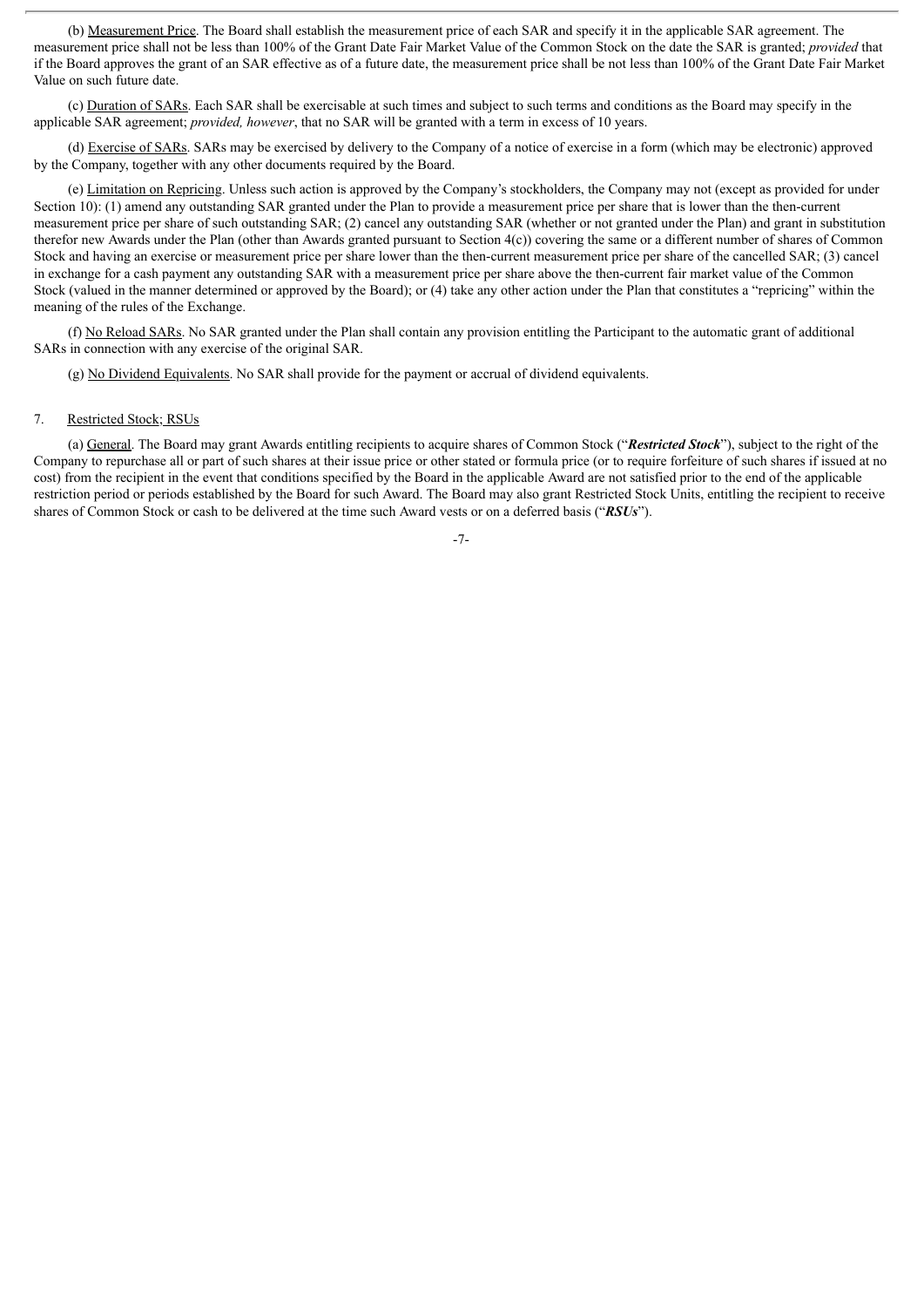(b) Measurement Price. The Board shall establish the measurement price of each SAR and specify it in the applicable SAR agreement. The measurement price shall not be less than 100% of the Grant Date Fair Market Value of the Common Stock on the date the SAR is granted; *provided* that if the Board approves the grant of an SAR effective as of a future date, the measurement price shall be not less than 100% of the Grant Date Fair Market Value on such future date.

(c) Duration of SARs. Each SAR shall be exercisable at such times and subject to such terms and conditions as the Board may specify in the applicable SAR agreement; *provided, however*, that no SAR will be granted with a term in excess of 10 years.

(d) Exercise of SARs. SARs may be exercised by delivery to the Company of a notice of exercise in a form (which may be electronic) approved by the Company, together with any other documents required by the Board.

(e) Limitation on Repricing. Unless such action is approved by the Company's stockholders, the Company may not (except as provided for under Section 10): (1) amend any outstanding SAR granted under the Plan to provide a measurement price per share that is lower than the then-current measurement price per share of such outstanding SAR; (2) cancel any outstanding SAR (whether or not granted under the Plan) and grant in substitution therefor new Awards under the Plan (other than Awards granted pursuant to Section 4(c)) covering the same or a different number of shares of Common Stock and having an exercise or measurement price per share lower than the then-current measurement price per share of the cancelled SAR; (3) cancel in exchange for a cash payment any outstanding SAR with a measurement price per share above the then-current fair market value of the Common Stock (valued in the manner determined or approved by the Board); or (4) take any other action under the Plan that constitutes a "repricing" within the meaning of the rules of the Exchange.

(f) No Reload SARs. No SAR granted under the Plan shall contain any provision entitling the Participant to the automatic grant of additional SARs in connection with any exercise of the original SAR.

(g) No Dividend Equivalents. No SAR shall provide for the payment or accrual of dividend equivalents.

7. Restricted Stock; RSUs

(a) General. The Board may grant Awards entitling recipients to acquire shares of Common Stock ("***Restricted Stock***"), subject to the right of the Company to repurchase all or part of such shares at their issue price or other stated or formula price (or to require forfeiture of such shares if issued at no cost) from the recipient in the event that conditions specified by the Board in the applicable Award are not satisfied prior to the end of the applicable restriction period or periods established by the Board for such Award. The Board may also grant Restricted Stock Units, entitling the recipient to receive shares of Common Stock or cash to be delivered at the time such Award vests or on a deferred basis ("***RSUs***").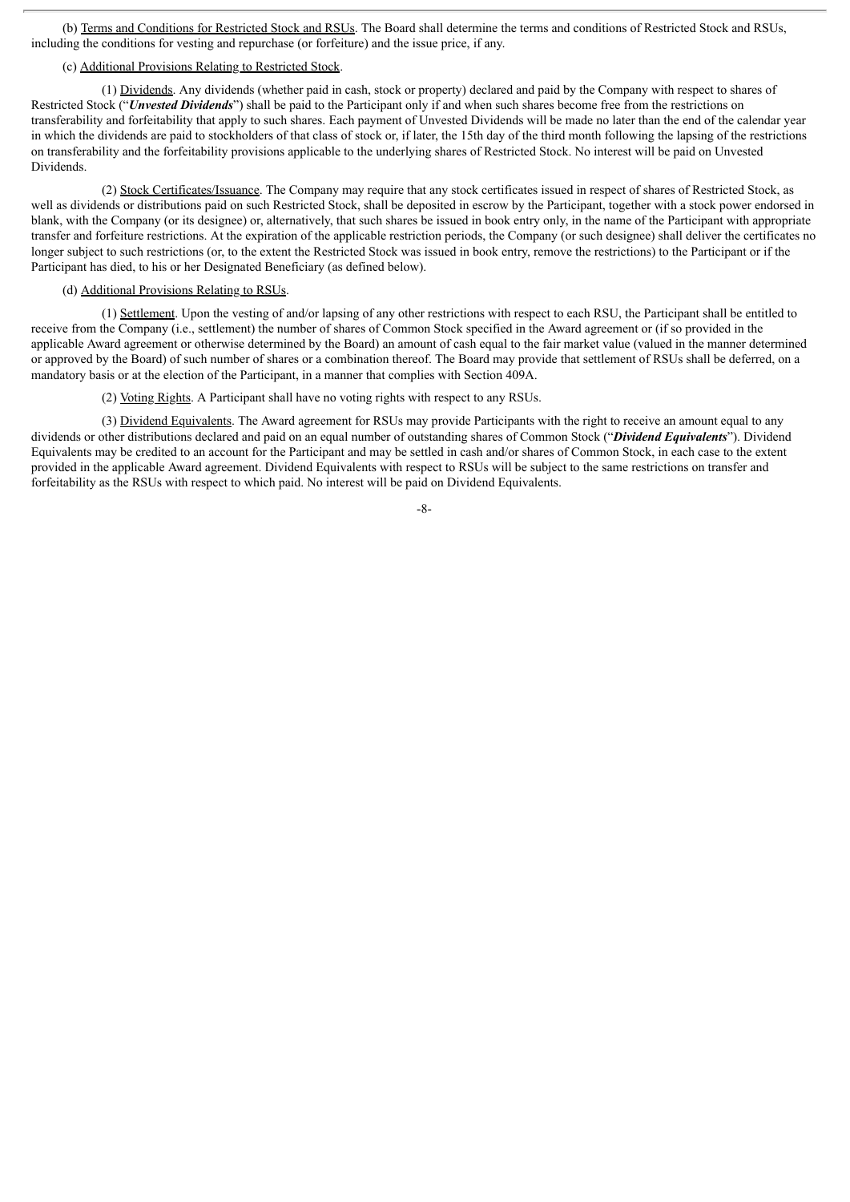(b) Terms and Conditions for Restricted Stock and RSUs. The Board shall determine the terms and conditions of Restricted Stock and RSUs, including the conditions for vesting and repurchase (or forfeiture) and the issue price, if any.

(c) Additional Provisions Relating to Restricted Stock.

(1) Dividends. Any dividends (whether paid in cash, stock or property) declared and paid by the Company with respect to shares of Restricted Stock ("***Unvested Dividends***") shall be paid to the Participant only if and when such shares become free from the restrictions on transferability and forfeitability that apply to such shares. Each payment of Unvested Dividends will be made no later than the end of the calendar year in which the dividends are paid to stockholders of that class of stock or, if later, the 15th day of the third month following the lapsing of the restrictions on transferability and the forfeitability provisions applicable to the underlying shares of Restricted Stock. No interest will be paid on Unvested Dividends.

(2) Stock Certificates/Issuance. The Company may require that any stock certificates issued in respect of shares of Restricted Stock, as well as dividends or distributions paid on such Restricted Stock, shall be deposited in escrow by the Participant, together with a stock power endorsed in blank, with the Company (or its designee) or, alternatively, that such shares be issued in book entry only, in the name of the Participant with appropriate transfer and forfeiture restrictions. At the expiration of the applicable restriction periods, the Company (or such designee) shall deliver the certificates no longer subject to such restrictions (or, to the extent the Restricted Stock was issued in book entry, remove the restrictions) to the Participant or if the Participant has died, to his or her Designated Beneficiary (as defined below).

(d) Additional Provisions Relating to RSUs.

(1) Settlement. Upon the vesting of and/or lapsing of any other restrictions with respect to each RSU, the Participant shall be entitled to receive from the Company (i.e., settlement) the number of shares of Common Stock specified in the Award agreement or (if so provided in the applicable Award agreement or otherwise determined by the Board) an amount of cash equal to the fair market value (valued in the manner determined or approved by the Board) of such number of shares or a combination thereof. The Board may provide that settlement of RSUs shall be deferred, on a mandatory basis or at the election of the Participant, in a manner that complies with Section 409A.

(2) Voting Rights. A Participant shall have no voting rights with respect to any RSUs.

(3) Dividend Equivalents. The Award agreement for RSUs may provide Participants with the right to receive an amount equal to any dividends or other distributions declared and paid on an equal number of outstanding shares of Common Stock ("***Dividend Equivalents***"). Dividend Equivalents may be credited to an account for the Participant and may be settled in cash and/or shares of Common Stock, in each case to the extent provided in the applicable Award agreement. Dividend Equivalents with respect to RSUs will be subject to the same restrictions on transfer and forfeitability as the RSUs with respect to which paid. No interest will be paid on Dividend Equivalents.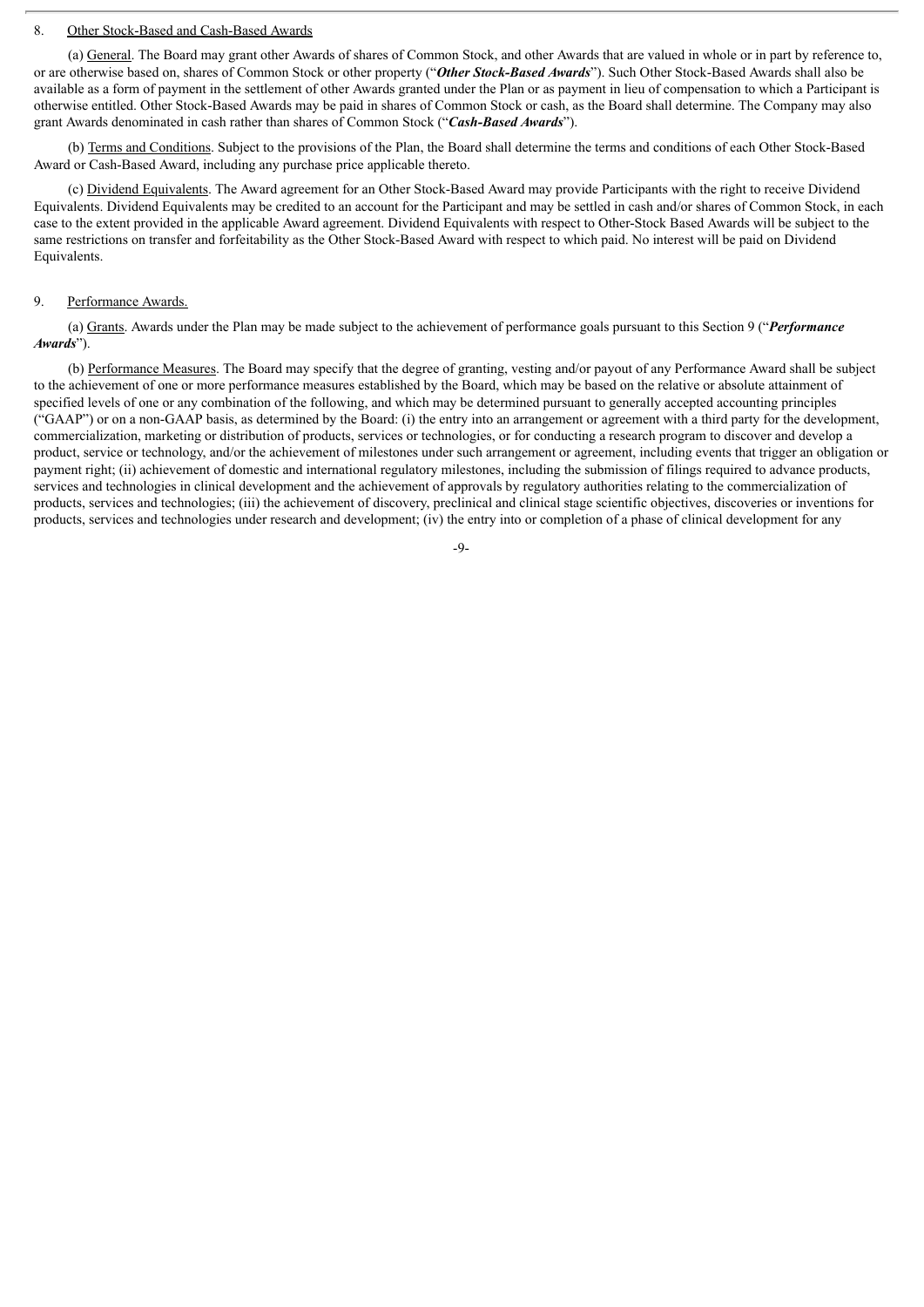8. Other Stock-Based and Cash-Based Awards

(a) General. The Board may grant other Awards of shares of Common Stock, and other Awards that are valued in whole or in part by reference to, or are otherwise based on, shares of Common Stock or other property ("***Other Stock-Based Awards***"). Such Other Stock-Based Awards shall also be available as a form of payment in the settlement of other Awards granted under the Plan or as payment in lieu of compensation to which a Participant is otherwise entitled. Other Stock-Based Awards may be paid in shares of Common Stock or cash, as the Board shall determine. The Company may also grant Awards denominated in cash rather than shares of Common Stock ("***Cash-Based Awards***").

(b) Terms and Conditions. Subject to the provisions of the Plan, the Board shall determine the terms and conditions of each Other Stock-Based Award or Cash-Based Award, including any purchase price applicable thereto.

(c) Dividend Equivalents. The Award agreement for an Other Stock-Based Award may provide Participants with the right to receive Dividend Equivalents. Dividend Equivalents may be credited to an account for the Participant and may be settled in cash and/or shares of Common Stock, in each case to the extent provided in the applicable Award agreement. Dividend Equivalents with respect to Other-Stock Based Awards will be subject to the same restrictions on transfer and forfeitability as the Other Stock-Based Award with respect to which paid. No interest will be paid on Dividend Equivalents.

9. Performance Awards.

(a) Grants. Awards under the Plan may be made subject to the achievement of performance goals pursuant to this Section 9 ("***Performance Awards***").

(b) Performance Measures. The Board may specify that the degree of granting, vesting and/or payout of any Performance Award shall be subject to the achievement of one or more performance measures established by the Board, which may be based on the relative or absolute attainment of specified levels of one or any combination of the following, and which may be determined pursuant to generally accepted accounting principles ("GAAP") or on a non-GAAP basis, as determined by the Board: (i) the entry into an arrangement or agreement with a third party for the development, commercialization, marketing or distribution of products, services or technologies, or for conducting a research program to discover and develop a product, service or technology, and/or the achievement of milestones under such arrangement or agreement, including events that trigger an obligation or payment right; (ii) achievement of domestic and international regulatory milestones, including the submission of filings required to advance products, services and technologies in clinical development and the achievement of approvals by regulatory authorities relating to the commercialization of products, services and technologies; (iii) the achievement of discovery, preclinical and clinical stage scientific objectives, discoveries or inventions for products, services and technologies under research and development; (iv) the entry into or completion of a phase of clinical development for any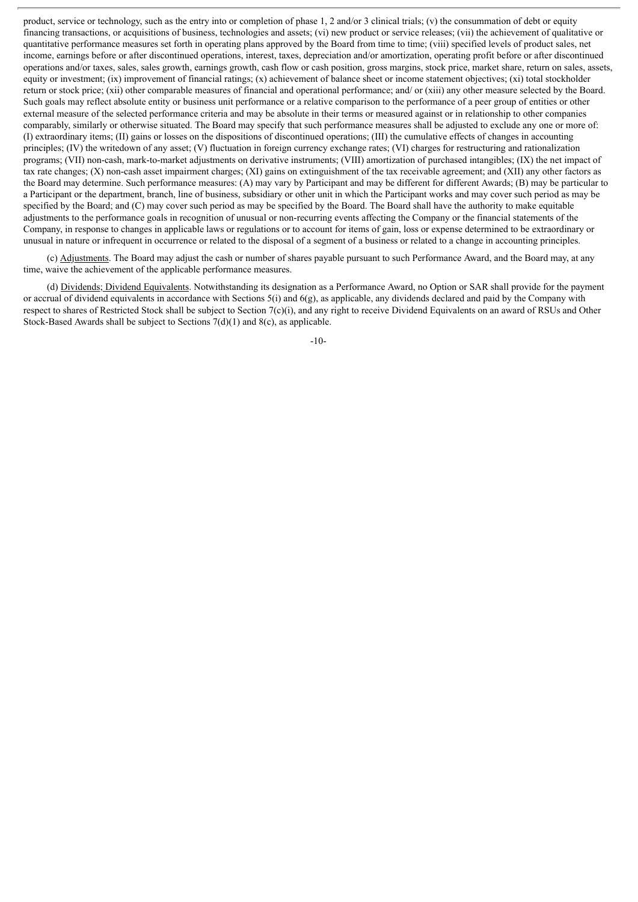product, service or technology, such as the entry into or completion of phase 1, 2 and/or 3 clinical trials; (v) the consummation of debt or equity financing transactions, or acquisitions of business, technologies and assets; (vi) new product or service releases; (vii) the achievement of qualitative or quantitative performance measures set forth in operating plans approved by the Board from time to time; (viii) specified levels of product sales, net income, earnings before or after discontinued operations, interest, taxes, depreciation and/or amortization, operating profit before or after discontinued operations and/or taxes, sales, sales growth, earnings growth, cash flow or cash position, gross margins, stock price, market share, return on sales, assets, equity or investment; (ix) improvement of financial ratings; (x) achievement of balance sheet or income statement objectives; (xi) total stockholder return or stock price; (xii) other comparable measures of financial and operational performance; and/ or (xiii) any other measure selected by the Board. Such goals may reflect absolute entity or business unit performance or a relative comparison to the performance of a peer group of entities or other external measure of the selected performance criteria and may be absolute in their terms or measured against or in relationship to other companies comparably, similarly or otherwise situated. The Board may specify that such performance measures shall be adjusted to exclude any one or more of: (I) extraordinary items; (II) gains or losses on the dispositions of discontinued operations; (III) the cumulative effects of changes in accounting principles; (IV) the writedown of any asset; (V) fluctuation in foreign currency exchange rates; (VI) charges for restructuring and rationalization programs; (VII) non-cash, mark-to-market adjustments on derivative instruments; (VIII) amortization of purchased intangibles; (IX) the net impact of tax rate changes; (X) non-cash asset impairment charges; (XI) gains on extinguishment of the tax receivable agreement; and (XII) any other factors as the Board may determine. Such performance measures: (A) may vary by Participant and may be different for different Awards; (B) may be particular to a Participant or the department, branch, line of business, subsidiary or other unit in which the Participant works and may cover such period as may be specified by the Board; and (C) may cover such period as may be specified by the Board. The Board shall have the authority to make equitable adjustments to the performance goals in recognition of unusual or non-recurring events affecting the Company or the financial statements of the Company, in response to changes in applicable laws or regulations or to account for items of gain, loss or expense determined to be extraordinary or unusual in nature or infrequent in occurrence or related to the disposal of a segment of a business or related to a change in accounting principles.

(c) Adjustments. The Board may adjust the cash or number of shares payable pursuant to such Performance Award, and the Board may, at any time, waive the achievement of the applicable performance measures.

(d) Dividends; Dividend Equivalents. Notwithstanding its designation as a Performance Award, no Option or SAR shall provide for the payment or accrual of dividend equivalents in accordance with Sections 5(i) and 6(g), as applicable, any dividends declared and paid by the Company with respect to shares of Restricted Stock shall be subject to Section 7(c)(i), and any right to receive Dividend Equivalents on an award of RSUs and Other Stock-Based Awards shall be subject to Sections 7(d)(1) and 8(c), as applicable.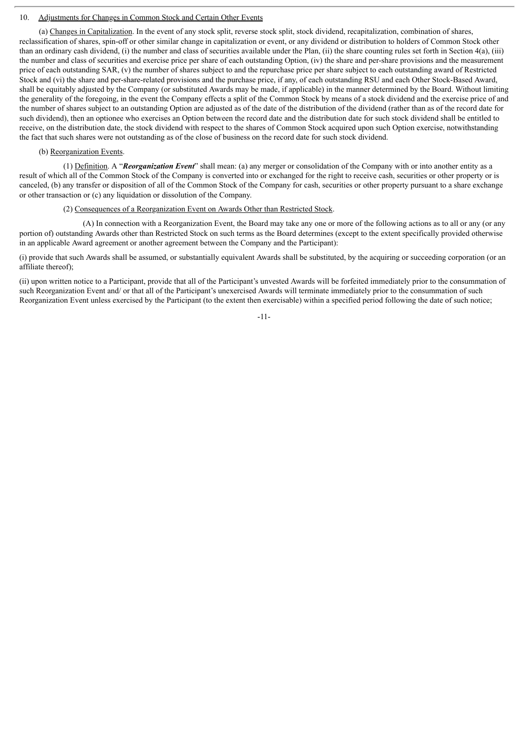10. Adjustments for Changes in Common Stock and Certain Other Events

(a) Changes in Capitalization. In the event of any stock split, reverse stock split, stock dividend, recapitalization, combination of shares, reclassification of shares, spin-off or other similar change in capitalization or event, or any dividend or distribution to holders of Common Stock other than an ordinary cash dividend, (i) the number and class of securities available under the Plan, (ii) the share counting rules set forth in Section 4(a), (iii) the number and class of securities and exercise price per share of each outstanding Option, (iv) the share and per-share provisions and the measurement price of each outstanding SAR, (v) the number of shares subject to and the repurchase price per share subject to each outstanding award of Restricted Stock and (vi) the share and per-share-related provisions and the purchase price, if any, of each outstanding RSU and each Other Stock-Based Award, shall be equitably adjusted by the Company (or substituted Awards may be made, if applicable) in the manner determined by the Board. Without limiting the generality of the foregoing, in the event the Company effects a split of the Common Stock by means of a stock dividend and the exercise price of and the number of shares subject to an outstanding Option are adjusted as of the date of the distribution of the dividend (rather than as of the record date for such dividend), then an optionee who exercises an Option between the record date and the distribution date for such stock dividend shall be entitled to receive, on the distribution date, the stock dividend with respect to the shares of Common Stock acquired upon such Option exercise, notwithstanding the fact that such shares were not outstanding as of the close of business on the record date for such stock dividend.

(b) Reorganization Events.

(1) Definition. A "***Reorganization Event***" shall mean: (a) any merger or consolidation of the Company with or into another entity as a result of which all of the Common Stock of the Company is converted into or exchanged for the right to receive cash, securities or other property or is canceled, (b) any transfer or disposition of all of the Common Stock of the Company for cash, securities or other property pursuant to a share exchange or other transaction or (c) any liquidation or dissolution of the Company.

(2) Consequences of a Reorganization Event on Awards Other than Restricted Stock.

(A) In connection with a Reorganization Event, the Board may take any one or more of the following actions as to all or any (or any portion of) outstanding Awards other than Restricted Stock on such terms as the Board determines (except to the extent specifically provided otherwise in an applicable Award agreement or another agreement between the Company and the Participant):

(i) provide that such Awards shall be assumed, or substantially equivalent Awards shall be substituted, by the acquiring or succeeding corporation (or an affiliate thereof);

(ii) upon written notice to a Participant, provide that all of the Participant's unvested Awards will be forfeited immediately prior to the consummation of such Reorganization Event and/ or that all of the Participant's unexercised Awards will terminate immediately prior to the consummation of such Reorganization Event unless exercised by the Participant (to the extent then exercisable) within a specified period following the date of such notice;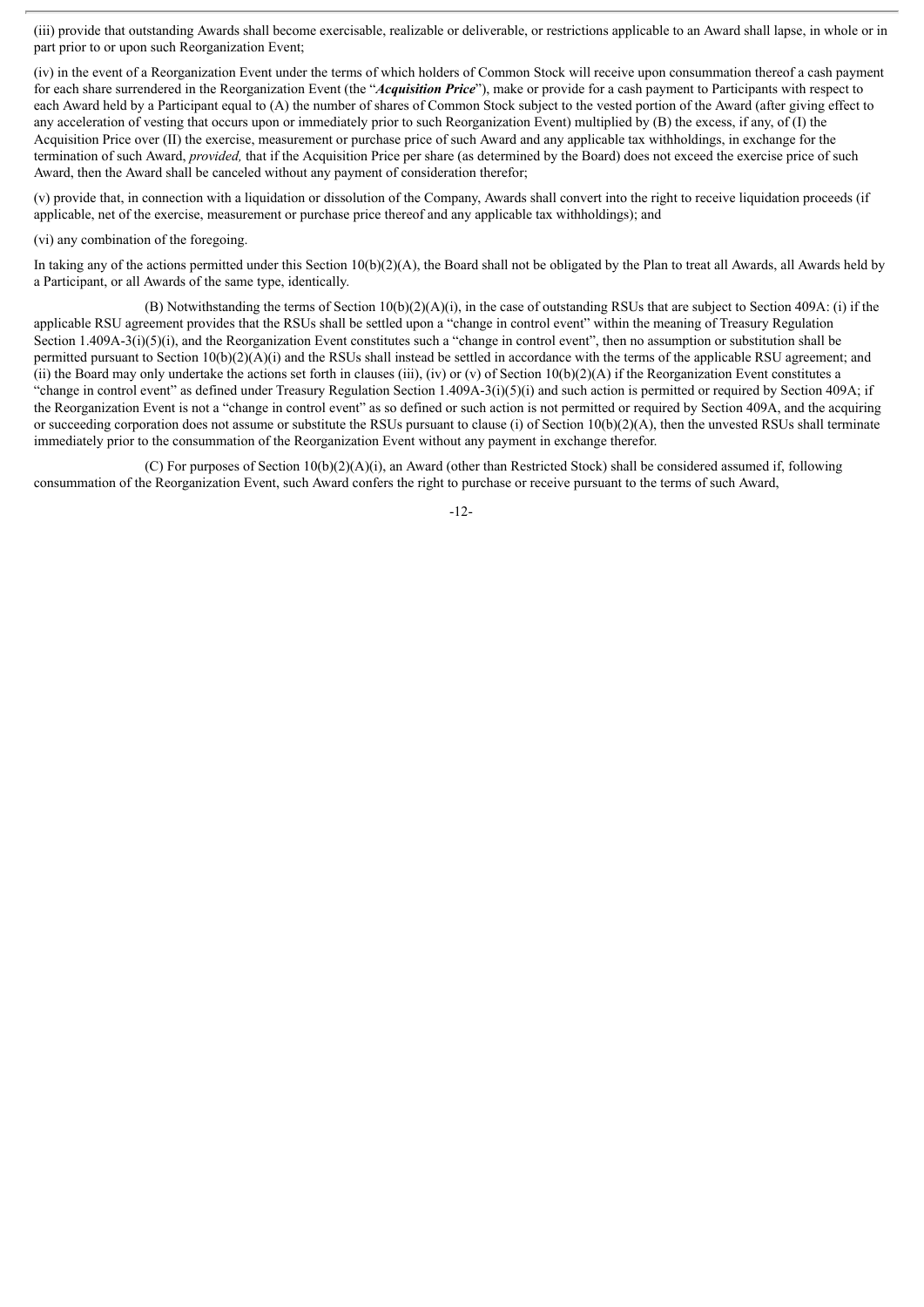(iii) provide that outstanding Awards shall become exercisable, realizable or deliverable, or restrictions applicable to an Award shall lapse, in whole or in part prior to or upon such Reorganization Event;

(iv) in the event of a Reorganization Event under the terms of which holders of Common Stock will receive upon consummation thereof a cash payment for each share surrendered in the Reorganization Event (the "***Acquisition Price***"), make or provide for a cash payment to Participants with respect to each Award held by a Participant equal to (A) the number of shares of Common Stock subject to the vested portion of the Award (after giving effect to any acceleration of vesting that occurs upon or immediately prior to such Reorganization Event) multiplied by (B) the excess, if any, of (I) the Acquisition Price over (II) the exercise, measurement or purchase price of such Award and any applicable tax withholdings, in exchange for the termination of such Award, *provided,* that if the Acquisition Price per share (as determined by the Board) does not exceed the exercise price of such Award, then the Award shall be canceled without any payment of consideration therefor;

(v) provide that, in connection with a liquidation or dissolution of the Company, Awards shall convert into the right to receive liquidation proceeds (if applicable, net of the exercise, measurement or purchase price thereof and any applicable tax withholdings); and

(vi) any combination of the foregoing.

In taking any of the actions permitted under this Section 10(b)(2)(A), the Board shall not be obligated by the Plan to treat all Awards, all Awards held by a Participant, or all Awards of the same type, identically.

(B) Notwithstanding the terms of Section 10(b)(2)(A)(i), in the case of outstanding RSUs that are subject to Section 409A: (i) if the applicable RSU agreement provides that the RSUs shall be settled upon a "change in control event" within the meaning of Treasury Regulation Section 1.409A-3(i)(5)(i), and the Reorganization Event constitutes such a "change in control event", then no assumption or substitution shall be permitted pursuant to Section 10(b)(2)(A)(i) and the RSUs shall instead be settled in accordance with the terms of the applicable RSU agreement; and (ii) the Board may only undertake the actions set forth in clauses (iii), (iv) or (v) of Section 10(b)(2)(A) if the Reorganization Event constitutes a "change in control event" as defined under Treasury Regulation Section 1.409A-3(i)(5)(i) and such action is permitted or required by Section 409A; if the Reorganization Event is not a "change in control event" as so defined or such action is not permitted or required by Section 409A, and the acquiring or succeeding corporation does not assume or substitute the RSUs pursuant to clause (i) of Section 10(b)(2)(A), then the unvested RSUs shall terminate immediately prior to the consummation of the Reorganization Event without any payment in exchange therefor.

(C) For purposes of Section 10(b)(2)(A)(i), an Award (other than Restricted Stock) shall be considered assumed if, following consummation of the Reorganization Event, such Award confers the right to purchase or receive pursuant to the terms of such Award,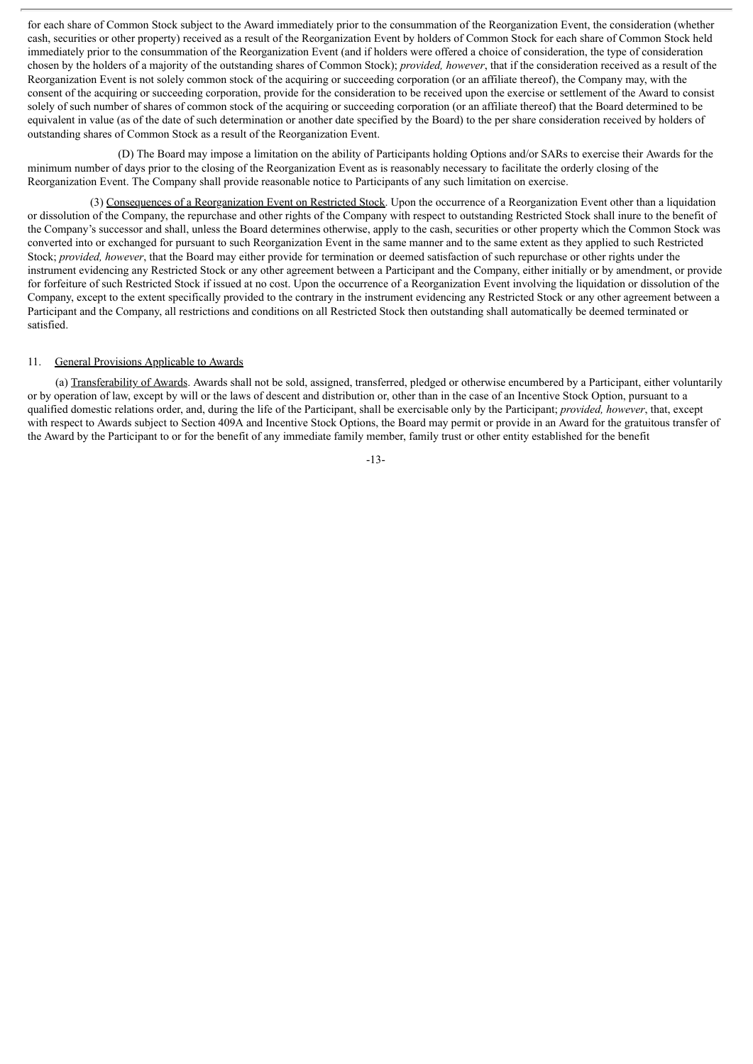for each share of Common Stock subject to the Award immediately prior to the consummation of the Reorganization Event, the consideration (whether cash, securities or other property) received as a result of the Reorganization Event by holders of Common Stock for each share of Common Stock held immediately prior to the consummation of the Reorganization Event (and if holders were offered a choice of consideration, the type of consideration chosen by the holders of a majority of the outstanding shares of Common Stock); *provided, however*, that if the consideration received as a result of the Reorganization Event is not solely common stock of the acquiring or succeeding corporation (or an affiliate thereof), the Company may, with the consent of the acquiring or succeeding corporation, provide for the consideration to be received upon the exercise or settlement of the Award to consist solely of such number of shares of common stock of the acquiring or succeeding corporation (or an affiliate thereof) that the Board determined to be equivalent in value (as of the date of such determination or another date specified by the Board) to the per share consideration received by holders of outstanding shares of Common Stock as a result of the Reorganization Event.

(D) The Board may impose a limitation on the ability of Participants holding Options and/or SARs to exercise their Awards for the minimum number of days prior to the closing of the Reorganization Event as is reasonably necessary to facilitate the orderly closing of the Reorganization Event. The Company shall provide reasonable notice to Participants of any such limitation on exercise.

(3) Consequences of a Reorganization Event on Restricted Stock. Upon the occurrence of a Reorganization Event other than a liquidation or dissolution of the Company, the repurchase and other rights of the Company with respect to outstanding Restricted Stock shall inure to the benefit of the Company's successor and shall, unless the Board determines otherwise, apply to the cash, securities or other property which the Common Stock was converted into or exchanged for pursuant to such Reorganization Event in the same manner and to the same extent as they applied to such Restricted Stock; *provided, however*, that the Board may either provide for termination or deemed satisfaction of such repurchase or other rights under the instrument evidencing any Restricted Stock or any other agreement between a Participant and the Company, either initially or by amendment, or provide for forfeiture of such Restricted Stock if issued at no cost. Upon the occurrence of a Reorganization Event involving the liquidation or dissolution of the Company, except to the extent specifically provided to the contrary in the instrument evidencing any Restricted Stock or any other agreement between a Participant and the Company, all restrictions and conditions on all Restricted Stock then outstanding shall automatically be deemed terminated or satisfied.

11. General Provisions Applicable to Awards

(a) Transferability of Awards. Awards shall not be sold, assigned, transferred, pledged or otherwise encumbered by a Participant, either voluntarily or by operation of law, except by will or the laws of descent and distribution or, other than in the case of an Incentive Stock Option, pursuant to a qualified domestic relations order, and, during the life of the Participant, shall be exercisable only by the Participant; *provided, however*, that, except with respect to Awards subject to Section 409A and Incentive Stock Options, the Board may permit or provide in an Award for the gratuitous transfer of the Award by the Participant to or for the benefit of any immediate family member, family trust or other entity established for the benefit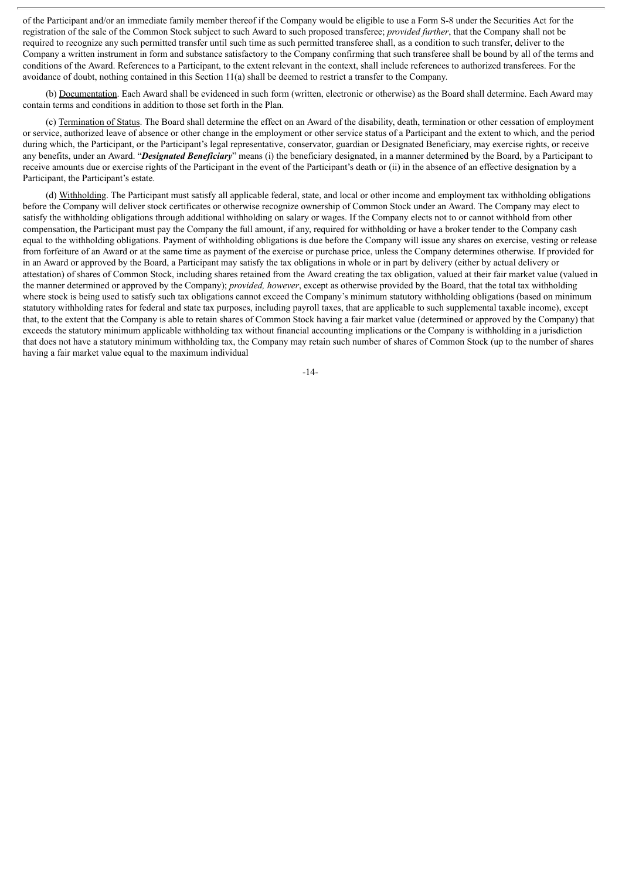of the Participant and/or an immediate family member thereof if the Company would be eligible to use a Form S-8 under the Securities Act for the registration of the sale of the Common Stock subject to such Award to such proposed transferee; *provided further*, that the Company shall not be required to recognize any such permitted transfer until such time as such permitted transferee shall, as a condition to such transfer, deliver to the Company a written instrument in form and substance satisfactory to the Company confirming that such transferee shall be bound by all of the terms and conditions of the Award. References to a Participant, to the extent relevant in the context, shall include references to authorized transferees. For the avoidance of doubt, nothing contained in this Section 11(a) shall be deemed to restrict a transfer to the Company.

(b) Documentation. Each Award shall be evidenced in such form (written, electronic or otherwise) as the Board shall determine. Each Award may contain terms and conditions in addition to those set forth in the Plan.

(c) Termination of Status. The Board shall determine the effect on an Award of the disability, death, termination or other cessation of employment or service, authorized leave of absence or other change in the employment or other service status of a Participant and the extent to which, and the period during which, the Participant, or the Participant's legal representative, conservator, guardian or Designated Beneficiary, may exercise rights, or receive any benefits, under an Award. "***Designated Beneficiary***" means (i) the beneficiary designated, in a manner determined by the Board, by a Participant to receive amounts due or exercise rights of the Participant in the event of the Participant's death or (ii) in the absence of an effective designation by a Participant, the Participant's estate.

(d) Withholding. The Participant must satisfy all applicable federal, state, and local or other income and employment tax withholding obligations before the Company will deliver stock certificates or otherwise recognize ownership of Common Stock under an Award. The Company may elect to satisfy the withholding obligations through additional withholding on salary or wages. If the Company elects not to or cannot withhold from other compensation, the Participant must pay the Company the full amount, if any, required for withholding or have a broker tender to the Company cash equal to the withholding obligations. Payment of withholding obligations is due before the Company will issue any shares on exercise, vesting or release from forfeiture of an Award or at the same time as payment of the exercise or purchase price, unless the Company determines otherwise. If provided for in an Award or approved by the Board, a Participant may satisfy the tax obligations in whole or in part by delivery (either by actual delivery or attestation) of shares of Common Stock, including shares retained from the Award creating the tax obligation, valued at their fair market value (valued in the manner determined or approved by the Company); *provided, however*, except as otherwise provided by the Board, that the total tax withholding where stock is being used to satisfy such tax obligations cannot exceed the Company's minimum statutory withholding obligations (based on minimum statutory withholding rates for federal and state tax purposes, including payroll taxes, that are applicable to such supplemental taxable income), except that, to the extent that the Company is able to retain shares of Common Stock having a fair market value (determined or approved by the Company) that exceeds the statutory minimum applicable withholding tax without financial accounting implications or the Company is withholding in a jurisdiction that does not have a statutory minimum withholding tax, the Company may retain such number of shares of Common Stock (up to the number of shares having a fair market value equal to the maximum individual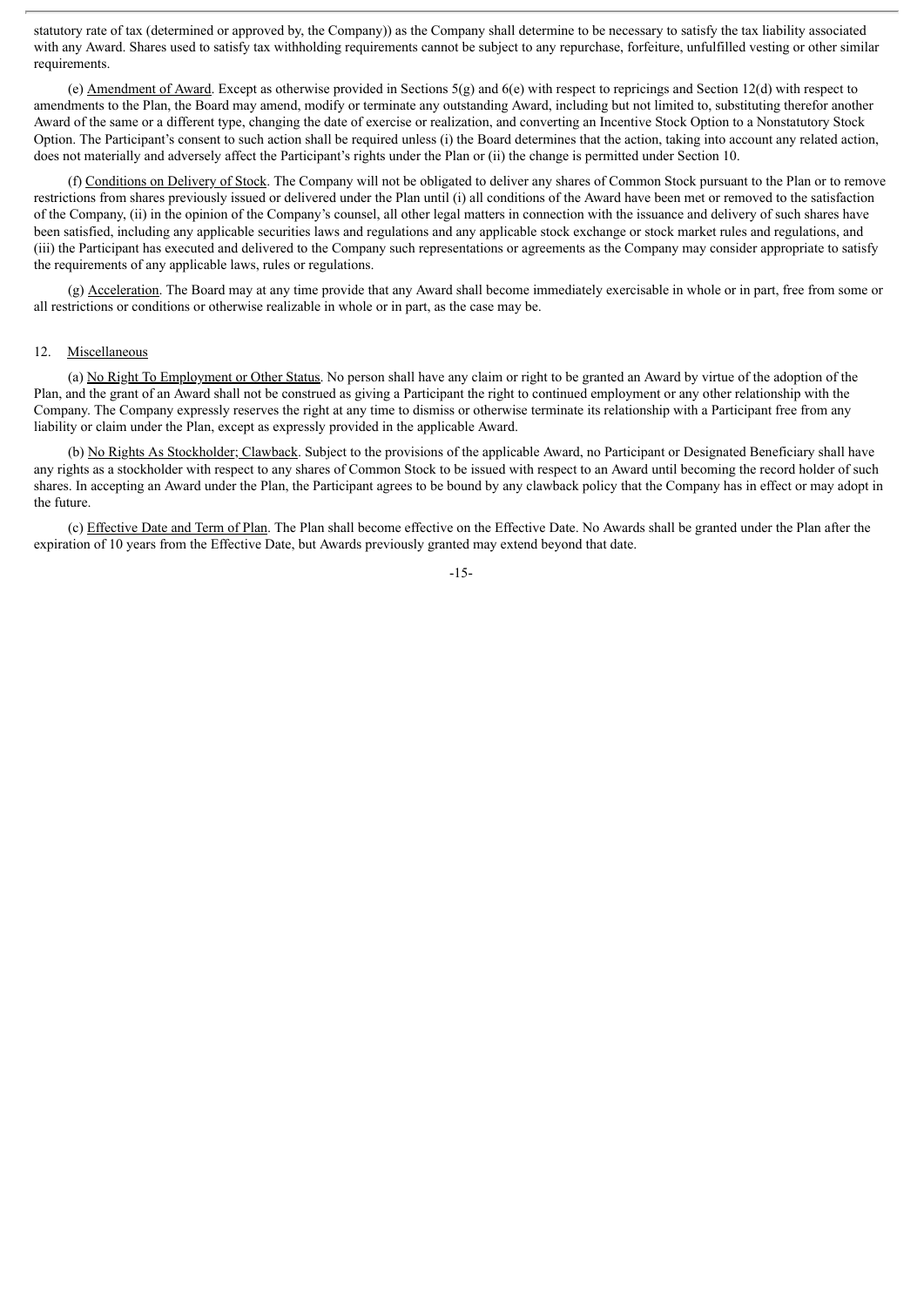statutory rate of tax (determined or approved by, the Company)) as the Company shall determine to be necessary to satisfy the tax liability associated with any Award. Shares used to satisfy tax withholding requirements cannot be subject to any repurchase, forfeiture, unfulfilled vesting or other similar requirements.

(e) Amendment of Award. Except as otherwise provided in Sections 5(g) and 6(e) with respect to repricings and Section 12(d) with respect to amendments to the Plan, the Board may amend, modify or terminate any outstanding Award, including but not limited to, substituting therefor another Award of the same or a different type, changing the date of exercise or realization, and converting an Incentive Stock Option to a Nonstatutory Stock Option. The Participant's consent to such action shall be required unless (i) the Board determines that the action, taking into account any related action, does not materially and adversely affect the Participant's rights under the Plan or (ii) the change is permitted under Section 10.

(f) Conditions on Delivery of Stock. The Company will not be obligated to deliver any shares of Common Stock pursuant to the Plan or to remove restrictions from shares previously issued or delivered under the Plan until (i) all conditions of the Award have been met or removed to the satisfaction of the Company, (ii) in the opinion of the Company's counsel, all other legal matters in connection with the issuance and delivery of such shares have been satisfied, including any applicable securities laws and regulations and any applicable stock exchange or stock market rules and regulations, and (iii) the Participant has executed and delivered to the Company such representations or agreements as the Company may consider appropriate to satisfy the requirements of any applicable laws, rules or regulations.

(g) Acceleration. The Board may at any time provide that any Award shall become immediately exercisable in whole or in part, free from some or all restrictions or conditions or otherwise realizable in whole or in part, as the case may be.

## 12. Miscellaneous

(a) No Right To Employment or Other Status. No person shall have any claim or right to be granted an Award by virtue of the adoption of the Plan, and the grant of an Award shall not be construed as giving a Participant the right to continued employment or any other relationship with the Company. The Company expressly reserves the right at any time to dismiss or otherwise terminate its relationship with a Participant free from any liability or claim under the Plan, except as expressly provided in the applicable Award.

(b) No Rights As Stockholder; Clawback. Subject to the provisions of the applicable Award, no Participant or Designated Beneficiary shall have any rights as a stockholder with respect to any shares of Common Stock to be issued with respect to an Award until becoming the record holder of such shares. In accepting an Award under the Plan, the Participant agrees to be bound by any clawback policy that the Company has in effect or may adopt in the future.

(c) Effective Date and Term of Plan. The Plan shall become effective on the Effective Date. No Awards shall be granted under the Plan after the expiration of 10 years from the Effective Date, but Awards previously granted may extend beyond that date.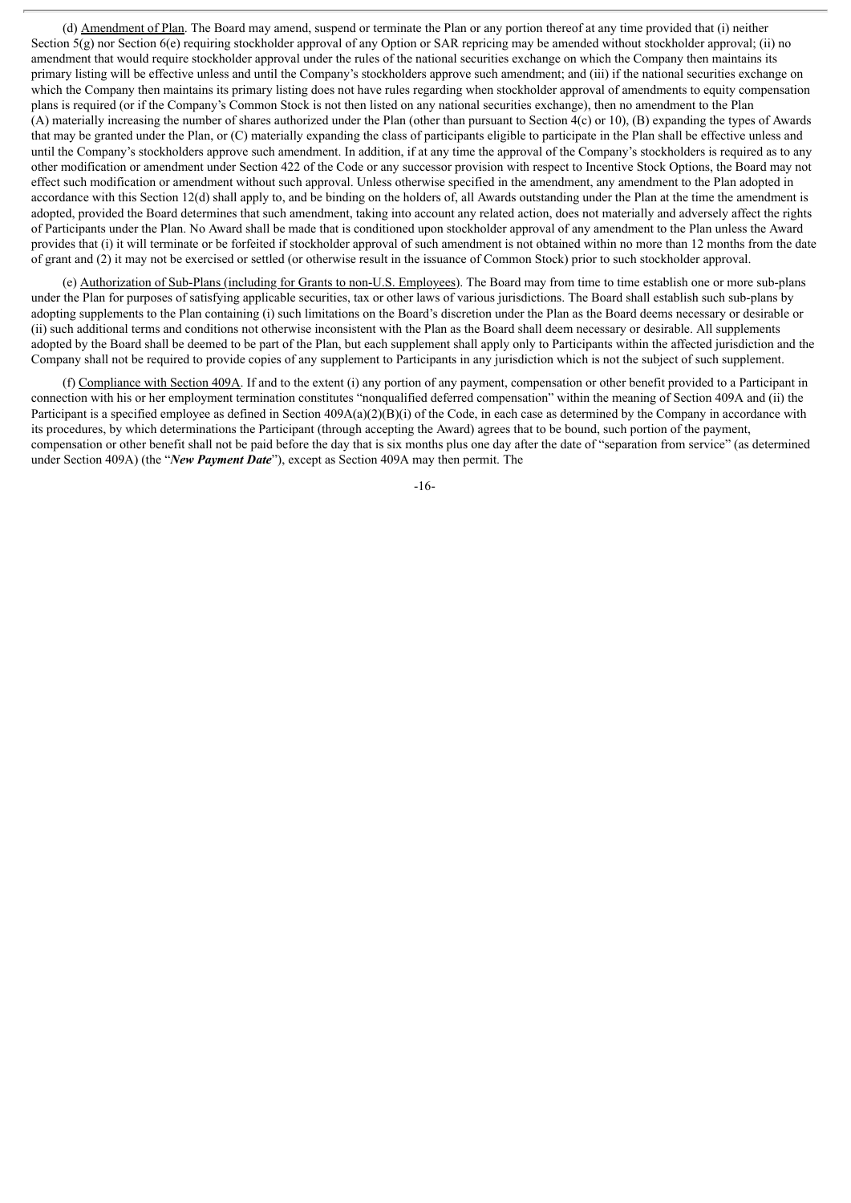(d) Amendment of Plan. The Board may amend, suspend or terminate the Plan or any portion thereof at any time provided that (i) neither Section 5(g) nor Section 6(e) requiring stockholder approval of any Option or SAR repricing may be amended without stockholder approval; (ii) no amendment that would require stockholder approval under the rules of the national securities exchange on which the Company then maintains its primary listing will be effective unless and until the Company's stockholders approve such amendment; and (iii) if the national securities exchange on which the Company then maintains its primary listing does not have rules regarding when stockholder approval of amendments to equity compensation plans is required (or if the Company's Common Stock is not then listed on any national securities exchange), then no amendment to the Plan (A) materially increasing the number of shares authorized under the Plan (other than pursuant to Section 4(c) or 10), (B) expanding the types of Awards that may be granted under the Plan, or (C) materially expanding the class of participants eligible to participate in the Plan shall be effective unless and until the Company's stockholders approve such amendment. In addition, if at any time the approval of the Company's stockholders is required as to any other modification or amendment under Section 422 of the Code or any successor provision with respect to Incentive Stock Options, the Board may not effect such modification or amendment without such approval. Unless otherwise specified in the amendment, any amendment to the Plan adopted in accordance with this Section 12(d) shall apply to, and be binding on the holders of, all Awards outstanding under the Plan at the time the amendment is adopted, provided the Board determines that such amendment, taking into account any related action, does not materially and adversely affect the rights of Participants under the Plan. No Award shall be made that is conditioned upon stockholder approval of any amendment to the Plan unless the Award provides that (i) it will terminate or be forfeited if stockholder approval of such amendment is not obtained within no more than 12 months from the date of grant and (2) it may not be exercised or settled (or otherwise result in the issuance of Common Stock) prior to such stockholder approval.

(e) Authorization of Sub-Plans (including for Grants to non-U.S. Employees). The Board may from time to time establish one or more sub-plans under the Plan for purposes of satisfying applicable securities, tax or other laws of various jurisdictions. The Board shall establish such sub-plans by adopting supplements to the Plan containing (i) such limitations on the Board's discretion under the Plan as the Board deems necessary or desirable or (ii) such additional terms and conditions not otherwise inconsistent with the Plan as the Board shall deem necessary or desirable. All supplements adopted by the Board shall be deemed to be part of the Plan, but each supplement shall apply only to Participants within the affected jurisdiction and the Company shall not be required to provide copies of any supplement to Participants in any jurisdiction which is not the subject of such supplement.

(f) Compliance with Section 409A. If and to the extent (i) any portion of any payment, compensation or other benefit provided to a Participant in connection with his or her employment termination constitutes "nonqualified deferred compensation" within the meaning of Section 409A and (ii) the Participant is a specified employee as defined in Section 409A(a)(2)(B)(i) of the Code, in each case as determined by the Company in accordance with its procedures, by which determinations the Participant (through accepting the Award) agrees that to be bound, such portion of the payment, compensation or other benefit shall not be paid before the day that is six months plus one day after the date of "separation from service" (as determined under Section 409A) (the "***New Payment Date***"), except as Section 409A may then permit. The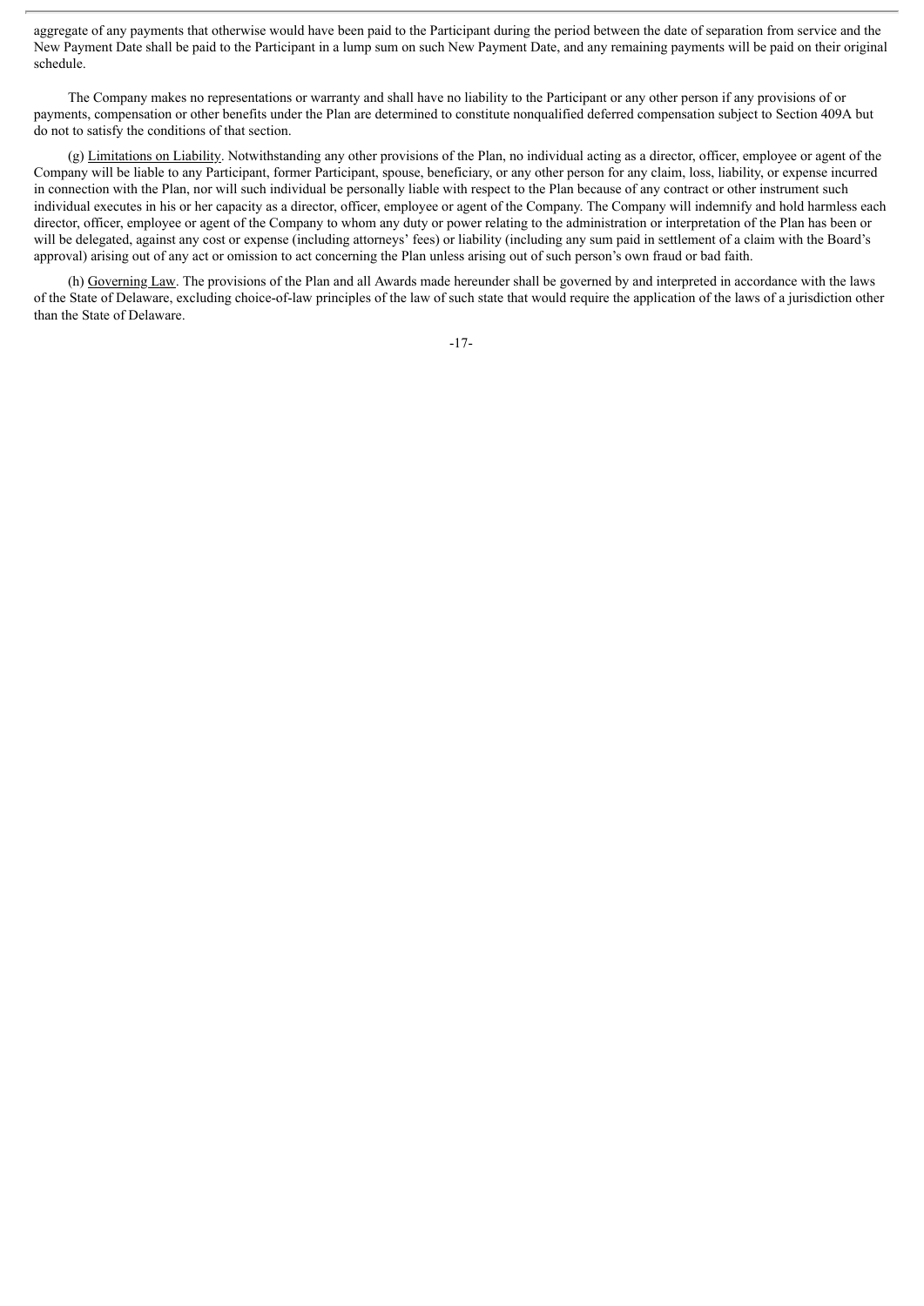aggregate of any payments that otherwise would have been paid to the Participant during the period between the date of separation from service and the New Payment Date shall be paid to the Participant in a lump sum on such New Payment Date, and any remaining payments will be paid on their original schedule.

The Company makes no representations or warranty and shall have no liability to the Participant or any other person if any provisions of or payments, compensation or other benefits under the Plan are determined to constitute nonqualified deferred compensation subject to Section 409A but do not to satisfy the conditions of that section.

(g) Limitations on Liability. Notwithstanding any other provisions of the Plan, no individual acting as a director, officer, employee or agent of the Company will be liable to any Participant, former Participant, spouse, beneficiary, or any other person for any claim, loss, liability, or expense incurred in connection with the Plan, nor will such individual be personally liable with respect to the Plan because of any contract or other instrument such individual executes in his or her capacity as a director, officer, employee or agent of the Company. The Company will indemnify and hold harmless each director, officer, employee or agent of the Company to whom any duty or power relating to the administration or interpretation of the Plan has been or will be delegated, against any cost or expense (including attorneys' fees) or liability (including any sum paid in settlement of a claim with the Board's approval) arising out of any act or omission to act concerning the Plan unless arising out of such person's own fraud or bad faith.

(h) Governing Law. The provisions of the Plan and all Awards made hereunder shall be governed by and interpreted in accordance with the laws of the State of Delaware, excluding choice-of-law principles of the law of such state that would require the application of the laws of a jurisdiction other than the State of Delaware.